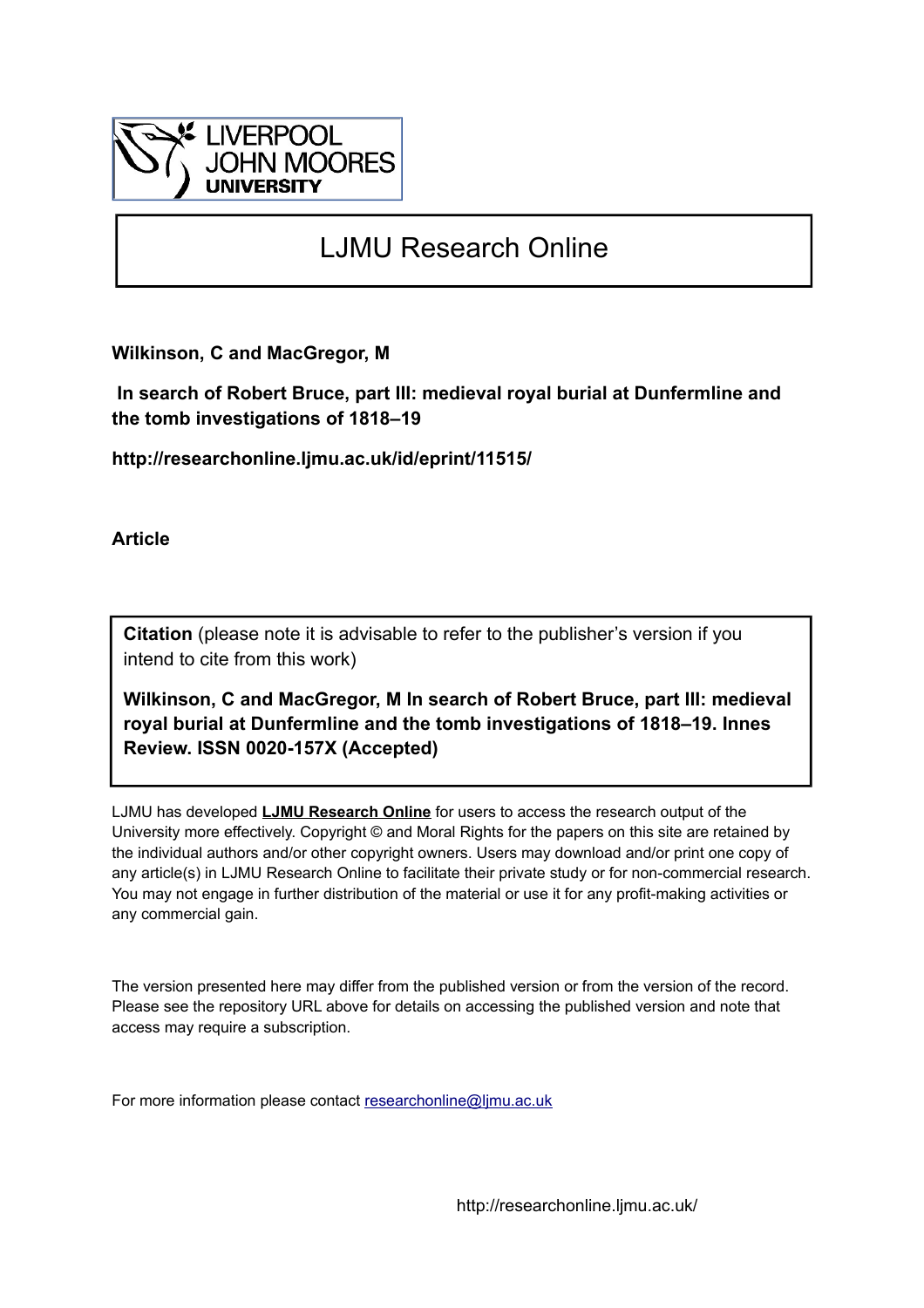LIVERPOOL JOHN MOORES UNIVERSITY

# LJMU Research Online

**Wilkinson, C and MacGregor, M**

**In search of Robert Bruce, part III: medieval royal burial at Dunfermline and the tomb investigations of 1818–19**

**http://researchonline.ljmu.ac.uk/id/eprint/11515/**

**Article**

**Citation** (please note it is advisable to refer to the publisher's version if you intend to cite from this work)

**Wilkinson, C and MacGregor, M In search of Robert Bruce, part III: medieval royal burial at Dunfermline and the tomb investigations of 1818–19. Innes Review. ISSN 0020-157X (Accepted)**

LJMU has developed **LJMU Research Online** for users to access the research output of the University more effectively. Copyright © and Moral Rights for the papers on this site are retained by the individual authors and/or other copyright owners. Users may download and/or print one copy of any article(s) in LJMU Research Online to facilitate their private study or for non-commercial research. You may not engage in further distribution of the material or use it for any profit-making activities or any commercial gain.

The version presented here may differ from the published version or from the version of the record. Please see the repository URL above for details on accessing the published version and note that access may require a subscription.

For more information please contact researchonline@ljmu.ac.uk

http://researchonline.ljmu.ac.uk/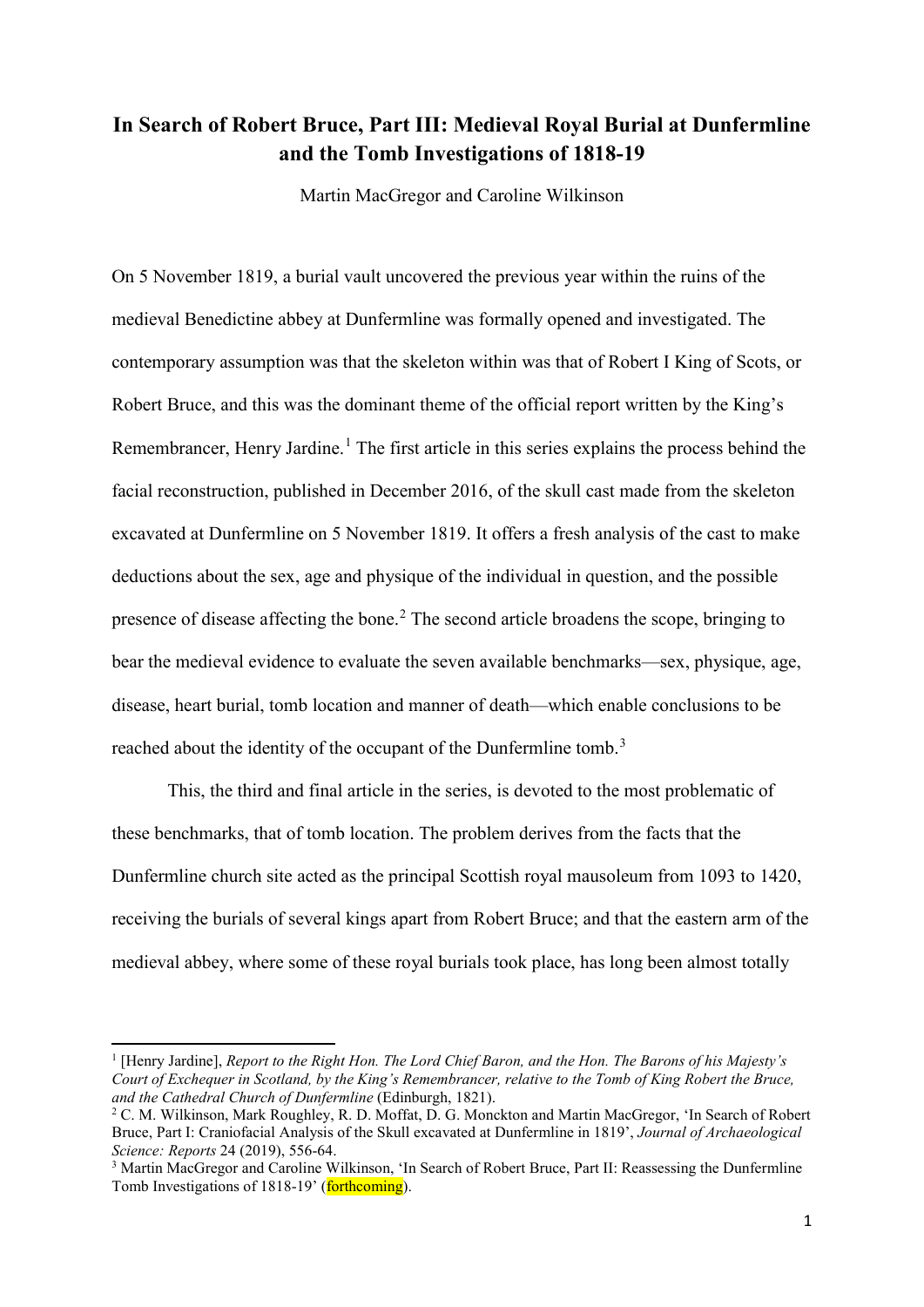# In Search of Robert Bruce, Part III: Medieval Royal Burial at Dunfermline and the Tomb Investigations of 1818-19

Martin MacGregor and Caroline Wilkinson

On 5 November 1819, a burial vault uncovered the previous year within the ruins of the medieval Benedictine abbey at Dunfermline was formally opened and investigated. The contemporary assumption was that the skeleton within was that of Robert I King of Scots, or Robert Bruce, and this was the dominant theme of the official report written by the King's Remembrancer, Henry Jardine.[1] The first article in this series explains the process behind the facial reconstruction, published in December 2016, of the skull cast made from the skeleton excavated at Dunfermline on 5 November 1819. It offers a fresh analysis of the cast to make deductions about the sex, age and physique of the individual in question, and the possible presence of disease affecting the bone.[2] The second article broadens the scope, bringing to bear the medieval evidence to evaluate the seven available benchmarks—sex, physique, age, disease, heart burial, tomb location and manner of death—which enable conclusions to be reached about the identity of the occupant of the Dunfermline tomb.[3]

This, the third and final article in the series, is devoted to the most problematic of these benchmarks, that of tomb location. The problem derives from the facts that the Dunfermline church site acted as the principal Scottish royal mausoleum from 1093 to 1420, receiving the burials of several kings apart from Robert Bruce; and that the eastern arm of the medieval abbey, where some of these royal burials took place, has long been almost totally

---

[1] [Henry Jardine], *Report to the Right Hon. The Lord Chief Baron, and the Hon. The Barons of his Majesty's Court of Exchequer in Scotland, by the King's Remembrancer, relative to the Tomb of King Robert the Bruce, and the Cathedral Church of Dunfermline* (Edinburgh, 1821).

[2] C. M. Wilkinson, Mark Roughley, R. D. Moffat, D. G. Monckton and Martin MacGregor, 'In Search of Robert Bruce, Part I: Craniofacial Analysis of the Skull excavated at Dunfermline in 1819', *Journal of Archaeological Science: Reports* 24 (2019), 556-64.

[3] Martin MacGregor and Caroline Wilkinson, 'In Search of Robert Bruce, Part II: Reassessing the Dunfermline Tomb Investigations of 1818-19' (forthcoming).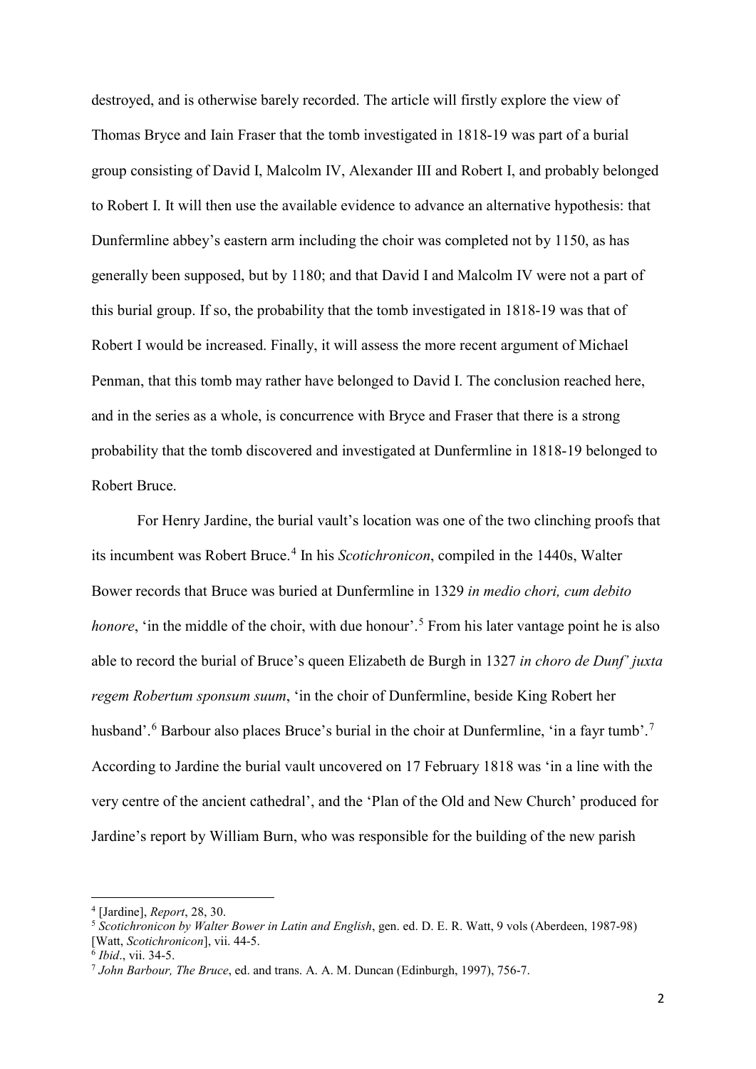destroyed, and is otherwise barely recorded. The article will firstly explore the view of Thomas Bryce and Iain Fraser that the tomb investigated in 1818-19 was part of a burial group consisting of David I, Malcolm IV, Alexander III and Robert I, and probably belonged to Robert I. It will then use the available evidence to advance an alternative hypothesis: that Dunfermline abbey's eastern arm including the choir was completed not by 1150, as has generally been supposed, but by 1180; and that David I and Malcolm IV were not a part of this burial group. If so, the probability that the tomb investigated in 1818-19 was that of Robert I would be increased. Finally, it will assess the more recent argument of Michael Penman, that this tomb may rather have belonged to David I. The conclusion reached here, and in the series as a whole, is concurrence with Bryce and Fraser that there is a strong probability that the tomb discovered and investigated at Dunfermline in 1818-19 belonged to Robert Bruce.

For Henry Jardine, the burial vault's location was one of the two clinching proofs that its incumbent was Robert Bruce.[4] In his *Scotichronicon*, compiled in the 1440s, Walter Bower records that Bruce was buried at Dunfermline in 1329 *in medio chori, cum debito honore*, 'in the middle of the choir, with due honour'.[5] From his later vantage point he is also able to record the burial of Bruce's queen Elizabeth de Burgh in 1327 *in choro de Dunf' juxta regem Robertum sponsum suum*, 'in the choir of Dunfermline, beside King Robert her husband'.[6] Barbour also places Bruce's burial in the choir at Dunfermline, 'in a fayr tumb'.[7] According to Jardine the burial vault uncovered on 17 February 1818 was 'in a line with the very centre of the ancient cathedral', and the 'Plan of the Old and New Church' produced for Jardine's report by William Burn, who was responsible for the building of the new parish

---

[4] [Jardine], *Report*, 28, 30.

[5] *Scotichronicon by Walter Bower in Latin and English*, gen. ed. D. E. R. Watt, 9 vols (Aberdeen, 1987-98) [Watt, *Scotichronicon*], vii. 44-5.

[6] *Ibid*., vii. 34-5.

[7] *John Barbour, The Bruce*, ed. and trans. A. A. M. Duncan (Edinburgh, 1997), 756-7.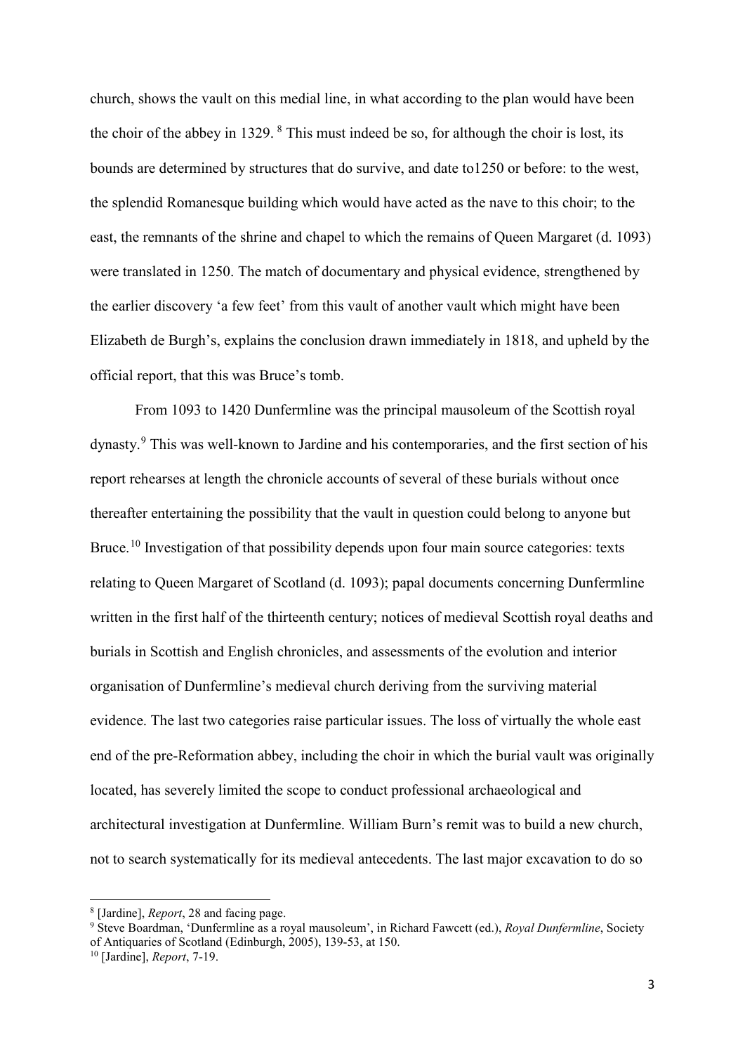church, shows the vault on this medial line, in what according to the plan would have been the choir of the abbey in 1329. [8] This must indeed be so, for although the choir is lost, its bounds are determined by structures that do survive, and date to1250 or before: to the west, the splendid Romanesque building which would have acted as the nave to this choir; to the east, the remnants of the shrine and chapel to which the remains of Queen Margaret (d. 1093) were translated in 1250. The match of documentary and physical evidence, strengthened by the earlier discovery 'a few feet' from this vault of another vault which might have been Elizabeth de Burgh's, explains the conclusion drawn immediately in 1818, and upheld by the official report, that this was Bruce's tomb.

From 1093 to 1420 Dunfermline was the principal mausoleum of the Scottish royal dynasty.[9] This was well-known to Jardine and his contemporaries, and the first section of his report rehearses at length the chronicle accounts of several of these burials without once thereafter entertaining the possibility that the vault in question could belong to anyone but Bruce.[10] Investigation of that possibility depends upon four main source categories: texts relating to Queen Margaret of Scotland (d. 1093); papal documents concerning Dunfermline written in the first half of the thirteenth century; notices of medieval Scottish royal deaths and burials in Scottish and English chronicles, and assessments of the evolution and interior organisation of Dunfermline's medieval church deriving from the surviving material evidence. The last two categories raise particular issues. The loss of virtually the whole east end of the pre-Reformation abbey, including the choir in which the burial vault was originally located, has severely limited the scope to conduct professional archaeological and architectural investigation at Dunfermline. William Burn's remit was to build a new church, not to search systematically for its medieval antecedents. The last major excavation to do so

---

[8] [Jardine], *Report*, 28 and facing page.

[9] Steve Boardman, 'Dunfermline as a royal mausoleum', in Richard Fawcett (ed.), *Royal Dunfermline*, Society of Antiquaries of Scotland (Edinburgh, 2005), 139-53, at 150.

[10] [Jardine], *Report*, 7-19.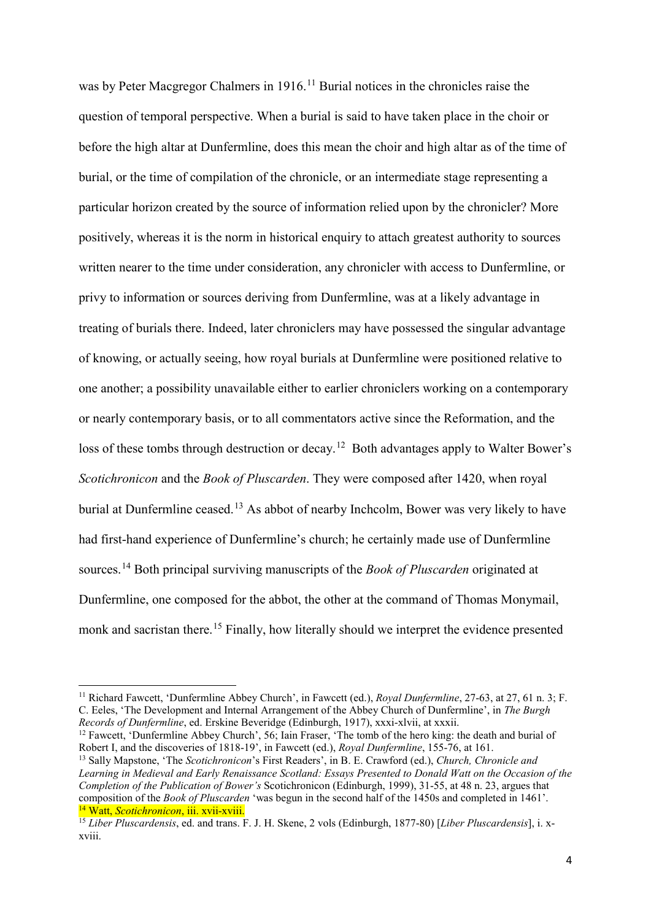was by Peter Macgregor Chalmers in 1916.[11] Burial notices in the chronicles raise the question of temporal perspective. When a burial is said to have taken place in the choir or before the high altar at Dunfermline, does this mean the choir and high altar as of the time of burial, or the time of compilation of the chronicle, or an intermediate stage representing a particular horizon created by the source of information relied upon by the chronicler? More positively, whereas it is the norm in historical enquiry to attach greatest authority to sources written nearer to the time under consideration, any chronicler with access to Dunfermline, or privy to information or sources deriving from Dunfermline, was at a likely advantage in treating of burials there. Indeed, later chroniclers may have possessed the singular advantage of knowing, or actually seeing, how royal burials at Dunfermline were positioned relative to one another; a possibility unavailable either to earlier chroniclers working on a contemporary or nearly contemporary basis, or to all commentators active since the Reformation, and the loss of these tombs through destruction or decay.[12] Both advantages apply to Walter Bower's *Scotichronicon* and the *Book of Pluscarden*. They were composed after 1420, when royal burial at Dunfermline ceased.[13] As abbot of nearby Inchcolm, Bower was very likely to have had first-hand experience of Dunfermline's church; he certainly made use of Dunfermline sources.[14] Both principal surviving manuscripts of the *Book of Pluscarden* originated at Dunfermline, one composed for the abbot, the other at the command of Thomas Monymail, monk and sacristan there.[15] Finally, how literally should we interpret the evidence presented

---

[11] Richard Fawcett, 'Dunfermline Abbey Church', in Fawcett (ed.), *Royal Dunfermline*, 27-63, at 27, 61 n. 3; F. C. Eeles, 'The Development and Internal Arrangement of the Abbey Church of Dunfermline', in *The Burgh Records of Dunfermline*, ed. Erskine Beveridge (Edinburgh, 1917), xxxi-xlvii, at xxxii.

[12] Fawcett, 'Dunfermline Abbey Church', 56; Iain Fraser, 'The tomb of the hero king: the death and burial of Robert I, and the discoveries of 1818-19', in Fawcett (ed.), *Royal Dunfermline*, 155-76, at 161.

[13] Sally Mapstone, 'The *Scotichronicon*'s First Readers', in B. E. Crawford (ed.), *Church, Chronicle and Learning in Medieval and Early Renaissance Scotland: Essays Presented to Donald Watt on the Occasion of the Completion of the Publication of Bower's* Scotichronicon (Edinburgh, 1999), 31-55, at 48 n. 23, argues that composition of the *Book of Pluscarden* 'was begun in the second half of the 1450s and completed in 1461'.

[14] Watt, *Scotichronicon*, iii. xvii-xviii.

[15] *Liber Pluscardensis*, ed. and trans. F. J. H. Skene, 2 vols (Edinburgh, 1877-80) [*Liber Pluscardensis*], i. x-xviii.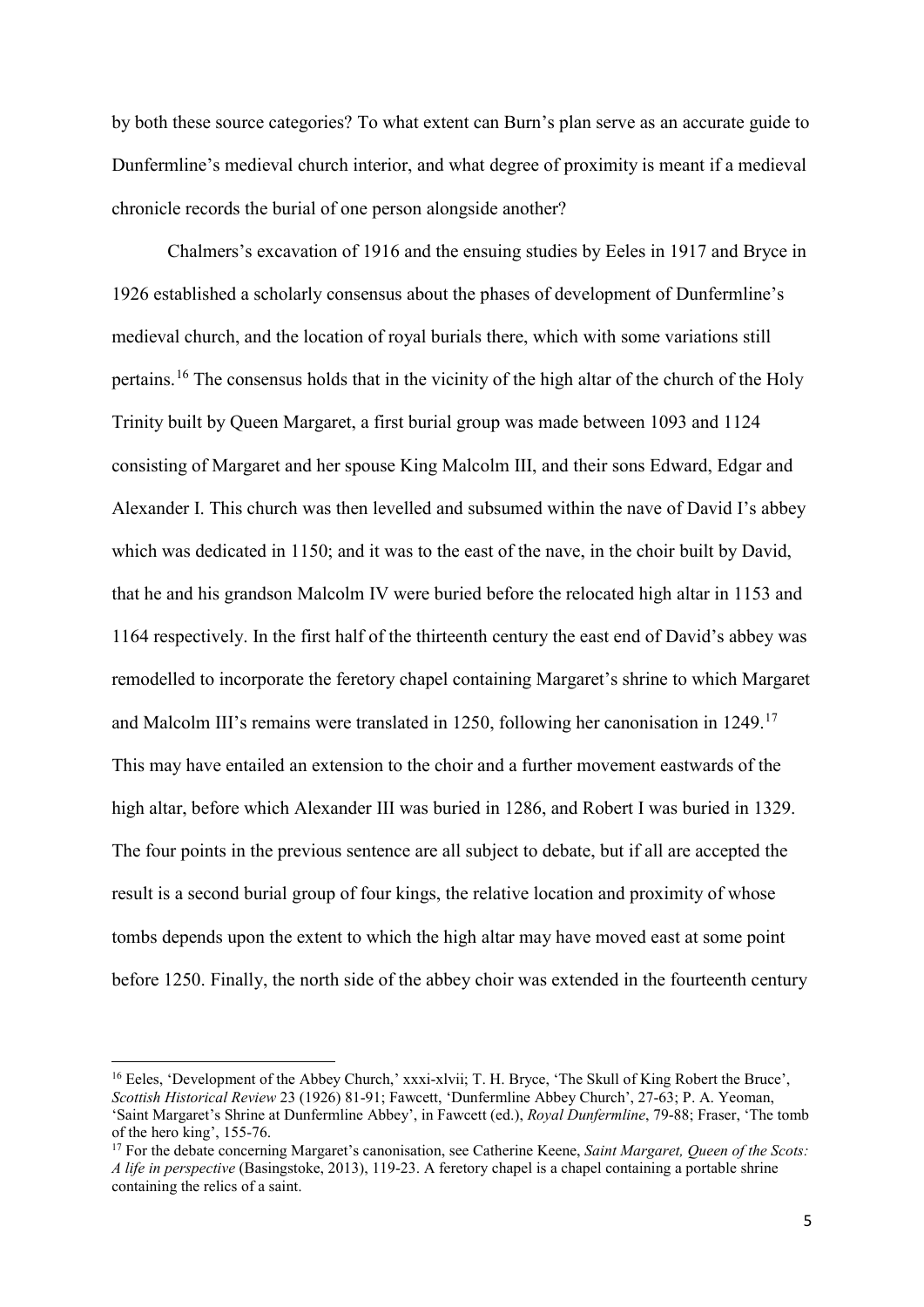by both these source categories? To what extent can Burn's plan serve as an accurate guide to Dunfermline's medieval church interior, and what degree of proximity is meant if a medieval chronicle records the burial of one person alongside another?

Chalmers's excavation of 1916 and the ensuing studies by Eeles in 1917 and Bryce in 1926 established a scholarly consensus about the phases of development of Dunfermline's medieval church, and the location of royal burials there, which with some variations still pertains.[16] The consensus holds that in the vicinity of the high altar of the church of the Holy Trinity built by Queen Margaret, a first burial group was made between 1093 and 1124 consisting of Margaret and her spouse King Malcolm III, and their sons Edward, Edgar and Alexander I. This church was then levelled and subsumed within the nave of David I's abbey which was dedicated in 1150; and it was to the east of the nave, in the choir built by David, that he and his grandson Malcolm IV were buried before the relocated high altar in 1153 and 1164 respectively. In the first half of the thirteenth century the east end of David's abbey was remodelled to incorporate the feretory chapel containing Margaret's shrine to which Margaret and Malcolm III's remains were translated in 1250, following her canonisation in 1249.[17] This may have entailed an extension to the choir and a further movement eastwards of the high altar, before which Alexander III was buried in 1286, and Robert I was buried in 1329. The four points in the previous sentence are all subject to debate, but if all are accepted the result is a second burial group of four kings, the relative location and proximity of whose tombs depends upon the extent to which the high altar may have moved east at some point before 1250. Finally, the north side of the abbey choir was extended in the fourteenth century

[16] Eeles, 'Development of the Abbey Church,' xxxi-xlvii; T. H. Bryce, 'The Skull of King Robert the Bruce', *Scottish Historical Review* 23 (1926) 81-91; Fawcett, 'Dunfermline Abbey Church', 27-63; P. A. Yeoman, 'Saint Margaret's Shrine at Dunfermline Abbey', in Fawcett (ed.), *Royal Dunfermline*, 79-88; Fraser, 'The tomb of the hero king', 155-76.

[17] For the debate concerning Margaret's canonisation, see Catherine Keene, *Saint Margaret, Queen of the Scots: A life in perspective* (Basingstoke, 2013), 119-23. A feretory chapel is a chapel containing a portable shrine containing the relics of a saint.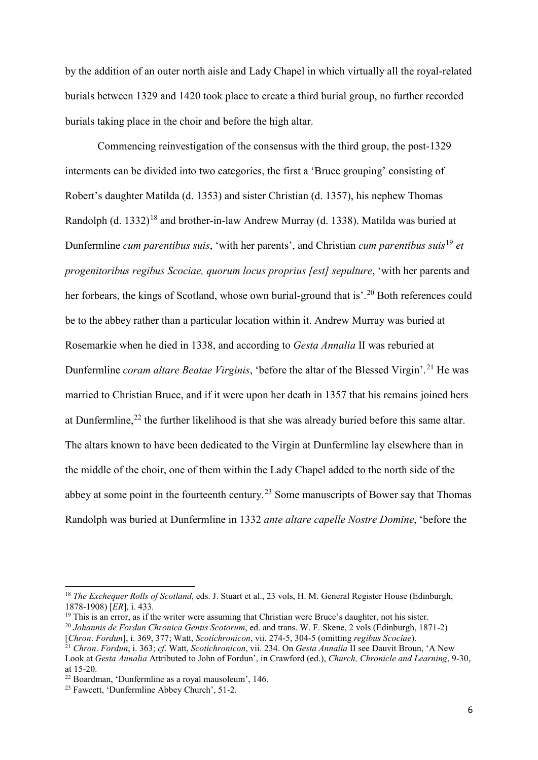by the addition of an outer north aisle and Lady Chapel in which virtually all the royal-related burials between 1329 and 1420 took place to create a third burial group, no further recorded burials taking place in the choir and before the high altar.

Commencing reinvestigation of the consensus with the third group, the post-1329 interments can be divided into two categories, the first a 'Bruce grouping' consisting of Robert's daughter Matilda (d. 1353) and sister Christian (d. 1357), his nephew Thomas Randolph (d. 1332)[18] and brother-in-law Andrew Murray (d. 1338). Matilda was buried at Dunfermline *cum parentibus suis*, 'with her parents', and Christian *cum parentibus suis*[19] *et progenitoribus regibus Scociae, quorum locus proprius [est] sepulture*, 'with her parents and her forbears, the kings of Scotland, whose own burial-ground that is'.[20] Both references could be to the abbey rather than a particular location within it. Andrew Murray was buried at Rosemarkie when he died in 1338, and according to *Gesta Annalia* II was reburied at Dunfermline *coram altare Beatae Virginis*, 'before the altar of the Blessed Virgin'.[21] He was married to Christian Bruce, and if it were upon her death in 1357 that his remains joined hers at Dunfermline,[22] the further likelihood is that she was already buried before this same altar. The altars known to have been dedicated to the Virgin at Dunfermline lay elsewhere than in the middle of the choir, one of them within the Lady Chapel added to the north side of the abbey at some point in the fourteenth century.[23] Some manuscripts of Bower say that Thomas Randolph was buried at Dunfermline in 1332 *ante altare capelle Nostre Domine*, 'before the

---

[18] *The Exchequer Rolls of Scotland*, eds. J. Stuart et al., 23 vols, H. M. General Register House (Edinburgh, 1878-1908) [*ER*], i. 433.

[19] This is an error, as if the writer were assuming that Christian were Bruce's daughter, not his sister.

[20] *Johannis de Fordun Chronica Gentis Scotorum*, ed. and trans. W. F. Skene, 2 vols (Edinburgh, 1871-2) [*Chron*. *Fordun*], i. 369, 377; Watt, *Scotichronicon*, vii. 274-5, 304-5 (omitting *regibus Scociae*).

[21] *Chron*. *Fordun*, i. 363; *cf*. Watt, *Scotichronicon*, vii. 234. On *Gesta Annalia* II see Dauvit Broun, 'A New Look at *Gesta Annalia* Attributed to John of Fordun', in Crawford (ed.), *Church, Chronicle and Learning*, 9-30, at 15-20.

[22] Boardman, 'Dunfermline as a royal mausoleum', 146.

[23] Fawcett, 'Dunfermline Abbey Church', 51-2.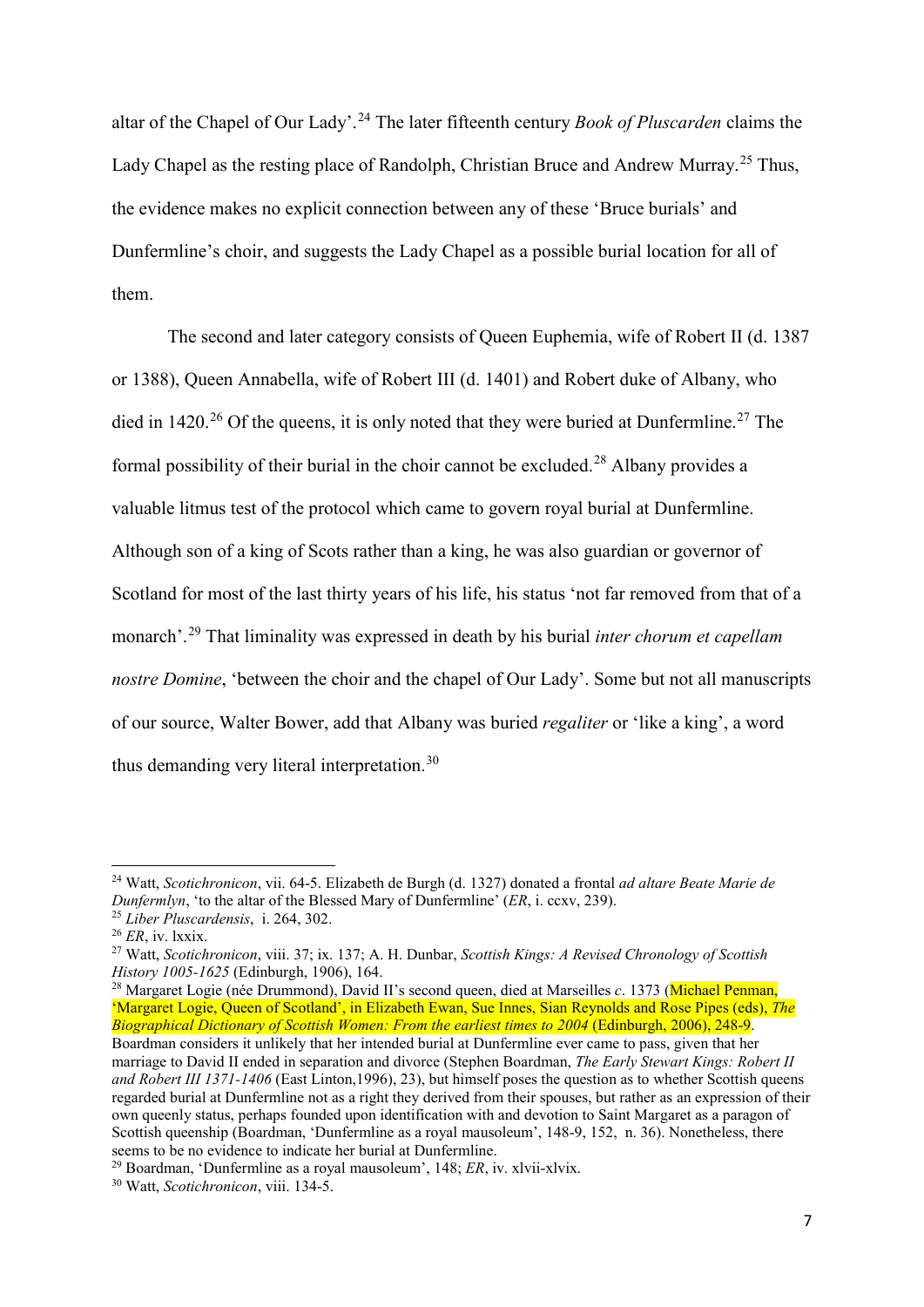altar of the Chapel of Our Lady'.[24] The later fifteenth century *Book of Pluscarden* claims the Lady Chapel as the resting place of Randolph, Christian Bruce and Andrew Murray.[25] Thus, the evidence makes no explicit connection between any of these 'Bruce burials' and Dunfermline's choir, and suggests the Lady Chapel as a possible burial location for all of them.

The second and later category consists of Queen Euphemia, wife of Robert II (d. 1387 or 1388), Queen Annabella, wife of Robert III (d. 1401) and Robert duke of Albany, who died in 1420.[26] Of the queens, it is only noted that they were buried at Dunfermline.[27] The formal possibility of their burial in the choir cannot be excluded.[28] Albany provides a valuable litmus test of the protocol which came to govern royal burial at Dunfermline. Although son of a king of Scots rather than a king, he was also guardian or governor of Scotland for most of the last thirty years of his life, his status 'not far removed from that of a monarch'.[29] That liminality was expressed in death by his burial *inter chorum et capellam nostre Domine*, 'between the choir and the chapel of Our Lady'. Some but not all manuscripts of our source, Walter Bower, add that Albany was buried *regaliter* or 'like a king', a word thus demanding very literal interpretation.[30]

---

[24] Watt, *Scotichronicon*, vii. 64-5. Elizabeth de Burgh (d. 1327) donated a frontal *ad altare Beate Marie de Dunfermlyn*, 'to the altar of the Blessed Mary of Dunfermline' (*ER*, i. ccxv, 239).

[25] *Liber Pluscardensis*, i. 264, 302.

[26] *ER*, iv. lxxix.

[27] Watt, *Scotichronicon*, viii. 37; ix. 137; A. H. Dunbar, *Scottish Kings: A Revised Chronology of Scottish History 1005-1625* (Edinburgh, 1906), 164.

[28] Margaret Logie (née Drummond), David II's second queen, died at Marseilles *c*. 1373 (Michael Penman, 'Margaret Logie, Queen of Scotland', in Elizabeth Ewan, Sue Innes, Sian Reynolds and Rose Pipes (eds), *The Biographical Dictionary of Scottish Women: From the earliest times to 2004* (Edinburgh, 2006), 248-9. Boardman considers it unlikely that her intended burial at Dunfermline ever came to pass, given that her marriage to David II ended in separation and divorce (Stephen Boardman, *The Early Stewart Kings: Robert II and Robert III 1371-1406* (East Linton,1996), 23), but himself poses the question as to whether Scottish queens regarded burial at Dunfermline not as a right they derived from their spouses, but rather as an expression of their own queenly status, perhaps founded upon identification with and devotion to Saint Margaret as a paragon of Scottish queenship (Boardman, 'Dunfermline as a royal mausoleum', 148-9, 152, n. 36). Nonetheless, there seems to be no evidence to indicate her burial at Dunfermline.

[29] Boardman, 'Dunfermline as a royal mausoleum', 148; *ER*, iv. xlvii-xlvix.

[30] Watt, *Scotichronicon*, viii. 134-5.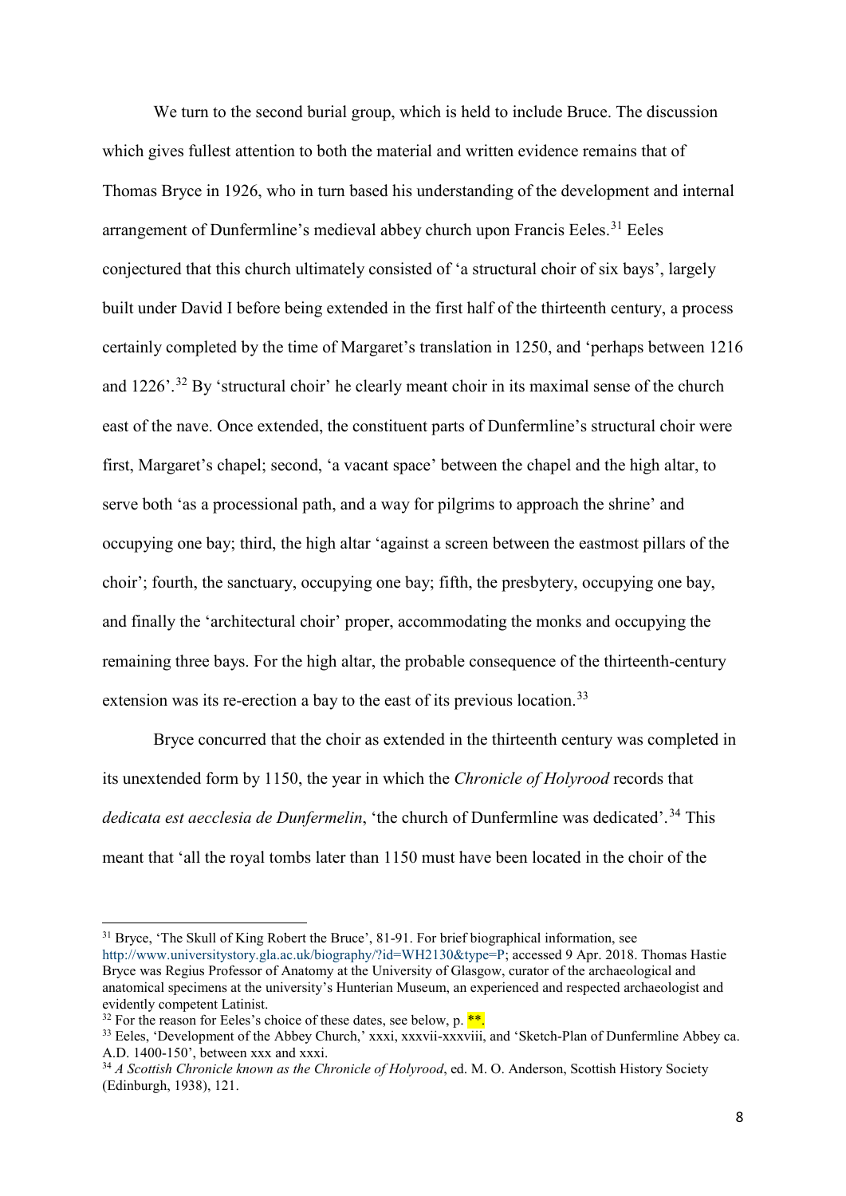We turn to the second burial group, which is held to include Bruce. The discussion which gives fullest attention to both the material and written evidence remains that of Thomas Bryce in 1926, who in turn based his understanding of the development and internal arrangement of Dunfermline's medieval abbey church upon Francis Eeles.[31] Eeles conjectured that this church ultimately consisted of 'a structural choir of six bays', largely built under David I before being extended in the first half of the thirteenth century, a process certainly completed by the time of Margaret's translation in 1250, and 'perhaps between 1216 and 1226'.[32] By 'structural choir' he clearly meant choir in its maximal sense of the church east of the nave. Once extended, the constituent parts of Dunfermline's structural choir were first, Margaret's chapel; second, 'a vacant space' between the chapel and the high altar, to serve both 'as a processional path, and a way for pilgrims to approach the shrine' and occupying one bay; third, the high altar 'against a screen between the eastmost pillars of the choir'; fourth, the sanctuary, occupying one bay; fifth, the presbytery, occupying one bay, and finally the 'architectural choir' proper, accommodating the monks and occupying the remaining three bays. For the high altar, the probable consequence of the thirteenth-century extension was its re-erection a bay to the east of its previous location.[33]

Bryce concurred that the choir as extended in the thirteenth century was completed in its unextended form by 1150, the year in which the *Chronicle of Holyrood* records that *dedicata est aecclesia de Dunfermelin*, 'the church of Dunfermline was dedicated'.[34] This meant that 'all the royal tombs later than 1150 must have been located in the choir of the

---

[31] Bryce, 'The Skull of King Robert the Bruce', 81-91. For brief biographical information, see http://www.universitystory.gla.ac.uk/biography/?id=WH2130&type=P; accessed 9 Apr. 2018. Thomas Hastie Bryce was Regius Professor of Anatomy at the University of Glasgow, curator of the archaeological and anatomical specimens at the university's Hunterian Museum, an experienced and respected archaeologist and evidently competent Latinist.

[32] For the reason for Eeles's choice of these dates, see below, p. **.

[33] Eeles, 'Development of the Abbey Church,' xxxi, xxxvii-xxxviii, and 'Sketch-Plan of Dunfermline Abbey ca. A.D. 1400-150', between xxx and xxxi.

[34] *A Scottish Chronicle known as the Chronicle of Holyrood*, ed. M. O. Anderson, Scottish History Society (Edinburgh, 1938), 121.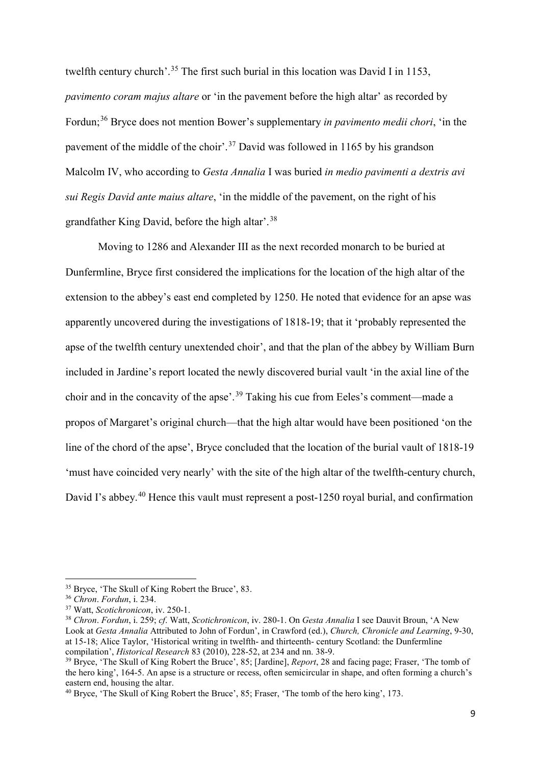twelfth century church'.[35] The first such burial in this location was David I in 1153, *pavimento coram majus altare* or 'in the pavement before the high altar' as recorded by Fordun;[36] Bryce does not mention Bower's supplementary *in pavimento medii chori*, 'in the pavement of the middle of the choir'.[37] David was followed in 1165 by his grandson Malcolm IV, who according to *Gesta Annalia* I was buried *in medio pavimenti a dextris avi sui Regis David ante maius altare*, 'in the middle of the pavement, on the right of his grandfather King David, before the high altar'.[38]

Moving to 1286 and Alexander III as the next recorded monarch to be buried at Dunfermline, Bryce first considered the implications for the location of the high altar of the extension to the abbey's east end completed by 1250. He noted that evidence for an apse was apparently uncovered during the investigations of 1818-19; that it 'probably represented the apse of the twelfth century unextended choir', and that the plan of the abbey by William Burn included in Jardine's report located the newly discovered burial vault 'in the axial line of the choir and in the concavity of the apse'.[39] Taking his cue from Eeles's comment—made a propos of Margaret's original church—that the high altar would have been positioned 'on the line of the chord of the apse', Bryce concluded that the location of the burial vault of 1818-19 'must have coincided very nearly' with the site of the high altar of the twelfth-century church, David I's abbey.[40] Hence this vault must represent a post-1250 royal burial, and confirmation

---

[35] Bryce, 'The Skull of King Robert the Bruce', 83.

[36] *Chron*. *Fordun*, i. 234.

[37] Watt, *Scotichronicon*, iv. 250-1.

[38] *Chron*. *Fordun*, i. 259; *cf*. Watt, *Scotichronicon*, iv. 280-1. On *Gesta Annalia* I see Dauvit Broun, 'A New Look at *Gesta Annalia* Attributed to John of Fordun', in Crawford (ed.), *Church, Chronicle and Learning*, 9-30, at 15-18; Alice Taylor, 'Historical writing in twelfth- and thirteenth- century Scotland: the Dunfermline compilation', *Historical Research* 83 (2010), 228-52, at 234 and nn. 38-9.

[39] Bryce, 'The Skull of King Robert the Bruce', 85; [Jardine], *Report*, 28 and facing page; Fraser, 'The tomb of the hero king', 164-5. An apse is a structure or recess, often semicircular in shape, and often forming a church's eastern end, housing the altar.

[40] Bryce, 'The Skull of King Robert the Bruce', 85; Fraser, 'The tomb of the hero king', 173.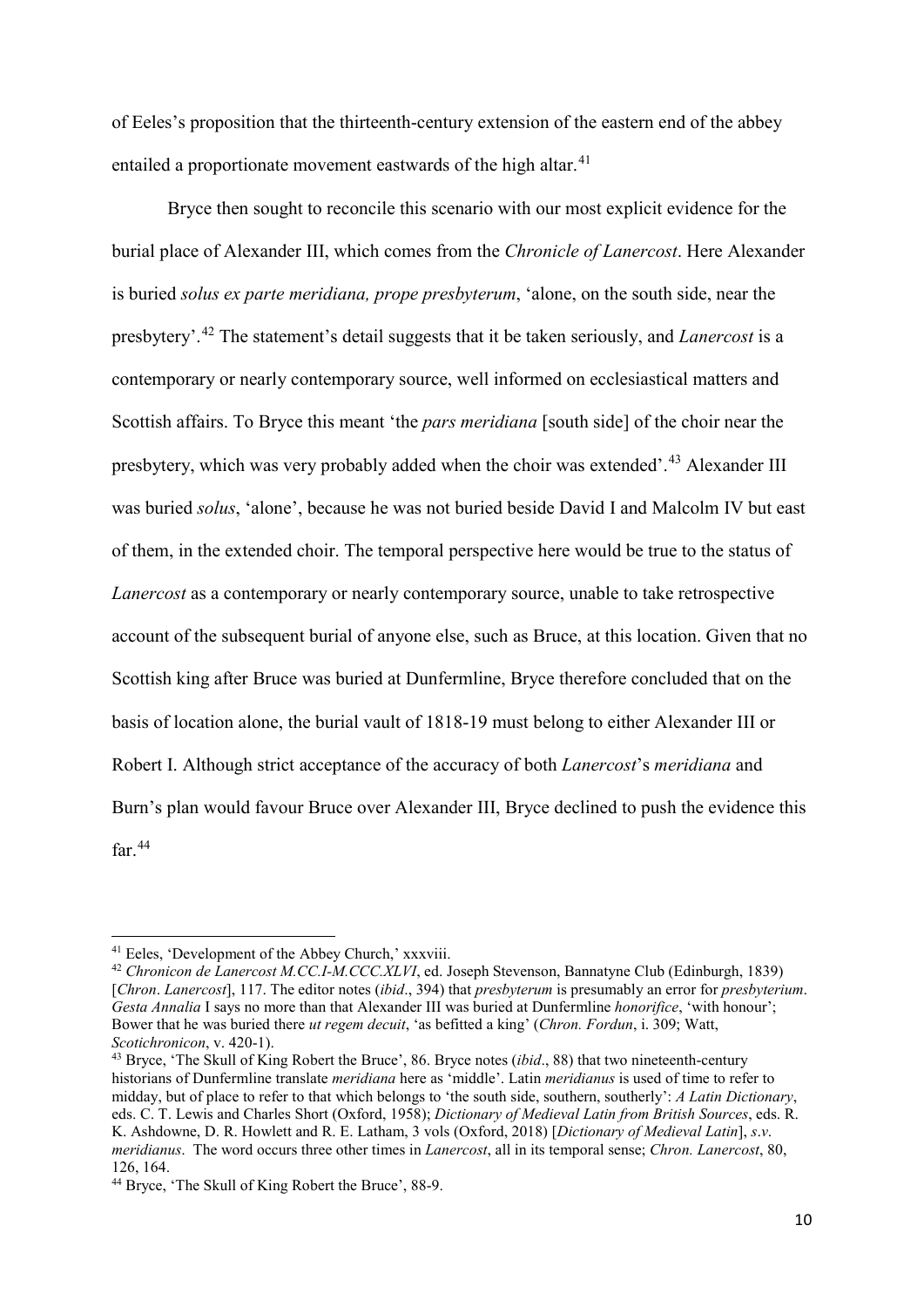of Eeles's proposition that the thirteenth-century extension of the eastern end of the abbey entailed a proportionate movement eastwards of the high altar.[41]

Bryce then sought to reconcile this scenario with our most explicit evidence for the burial place of Alexander III, which comes from the *Chronicle of Lanercost*. Here Alexander is buried *solus ex parte meridiana, prope presbyterum*, 'alone, on the south side, near the presbytery'.[42] The statement's detail suggests that it be taken seriously, and *Lanercost* is a contemporary or nearly contemporary source, well informed on ecclesiastical matters and Scottish affairs. To Bryce this meant 'the *pars meridiana* [south side] of the choir near the presbytery, which was very probably added when the choir was extended'.[43] Alexander III was buried *solus*, 'alone', because he was not buried beside David I and Malcolm IV but east of them, in the extended choir. The temporal perspective here would be true to the status of *Lanercost* as a contemporary or nearly contemporary source, unable to take retrospective account of the subsequent burial of anyone else, such as Bruce, at this location. Given that no Scottish king after Bruce was buried at Dunfermline, Bryce therefore concluded that on the basis of location alone, the burial vault of 1818-19 must belong to either Alexander III or Robert I. Although strict acceptance of the accuracy of both *Lanercost*'s *meridiana* and Burn's plan would favour Bruce over Alexander III, Bryce declined to push the evidence this far.[44]

---

[41] Eeles, 'Development of the Abbey Church,' xxxviii.

[42] *Chronicon de Lanercost M.CC.I-M.CCC.XLVI*, ed. Joseph Stevenson, Bannatyne Club (Edinburgh, 1839) [*Chron*. *Lanercost*], 117. The editor notes (*ibid*., 394) that *presbyterum* is presumably an error for *presbyterium*. *Gesta Annalia* I says no more than that Alexander III was buried at Dunfermline *honorifice*, 'with honour'; Bower that he was buried there *ut regem decuit*, 'as befitted a king' (*Chron. Fordun*, i. 309; Watt, *Scotichronicon*, v. 420-1).

[43] Bryce, 'The Skull of King Robert the Bruce', 86. Bryce notes (*ibid*., 88) that two nineteenth-century historians of Dunfermline translate *meridiana* here as 'middle'. Latin *meridianus* is used of time to refer to midday, but of place to refer to that which belongs to 'the south side, southern, southerly': *A Latin Dictionary*, eds. C. T. Lewis and Charles Short (Oxford, 1958); *Dictionary of Medieval Latin from British Sources*, eds. R. K. Ashdowne, D. R. Howlett and R. E. Latham, 3 vols (Oxford, 2018) [*Dictionary of Medieval Latin*], *s.v*. *meridianus*. The word occurs three other times in *Lanercost*, all in its temporal sense; *Chron. Lanercost*, 80, 126, 164.

[44] Bryce, 'The Skull of King Robert the Bruce', 88-9.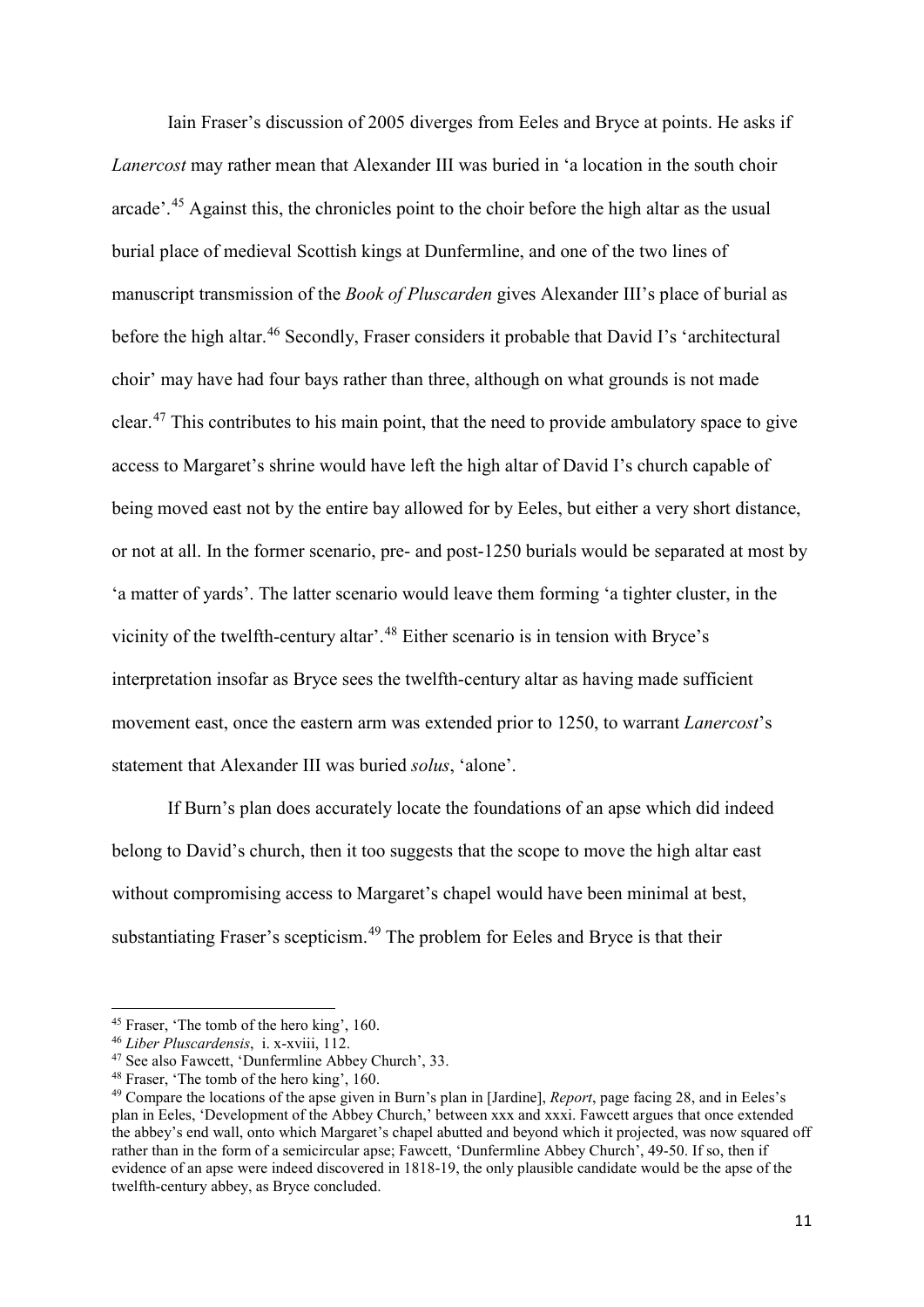Iain Fraser's discussion of 2005 diverges from Eeles and Bryce at points. He asks if *Lanercost* may rather mean that Alexander III was buried in 'a location in the south choir arcade'.[45] Against this, the chronicles point to the choir before the high altar as the usual burial place of medieval Scottish kings at Dunfermline, and one of the two lines of manuscript transmission of the *Book of Pluscarden* gives Alexander III's place of burial as before the high altar.[46] Secondly, Fraser considers it probable that David I's 'architectural choir' may have had four bays rather than three, although on what grounds is not made clear.[47] This contributes to his main point, that the need to provide ambulatory space to give access to Margaret's shrine would have left the high altar of David I's church capable of being moved east not by the entire bay allowed for by Eeles, but either a very short distance, or not at all. In the former scenario, pre- and post-1250 burials would be separated at most by 'a matter of yards'. The latter scenario would leave them forming 'a tighter cluster, in the vicinity of the twelfth-century altar'.[48] Either scenario is in tension with Bryce's interpretation insofar as Bryce sees the twelfth-century altar as having made sufficient movement east, once the eastern arm was extended prior to 1250, to warrant *Lanercost*'s statement that Alexander III was buried *solus*, 'alone'.

If Burn's plan does accurately locate the foundations of an apse which did indeed belong to David's church, then it too suggests that the scope to move the high altar east without compromising access to Margaret's chapel would have been minimal at best, substantiating Fraser's scepticism.[49] The problem for Eeles and Bryce is that their

---

[45] Fraser, 'The tomb of the hero king', 160.

[46] *Liber Pluscardensis*, i. x-xviii, 112.

[47] See also Fawcett, 'Dunfermline Abbey Church', 33.

[48] Fraser, 'The tomb of the hero king', 160.

[49] Compare the locations of the apse given in Burn's plan in [Jardine], *Report*, page facing 28, and in Eeles's plan in Eeles, 'Development of the Abbey Church,' between xxx and xxxi. Fawcett argues that once extended the abbey's end wall, onto which Margaret's chapel abutted and beyond which it projected, was now squared off rather than in the form of a semicircular apse; Fawcett, 'Dunfermline Abbey Church', 49-50. If so, then if evidence of an apse were indeed discovered in 1818-19, the only plausible candidate would be the apse of the twelfth-century abbey, as Bryce concluded.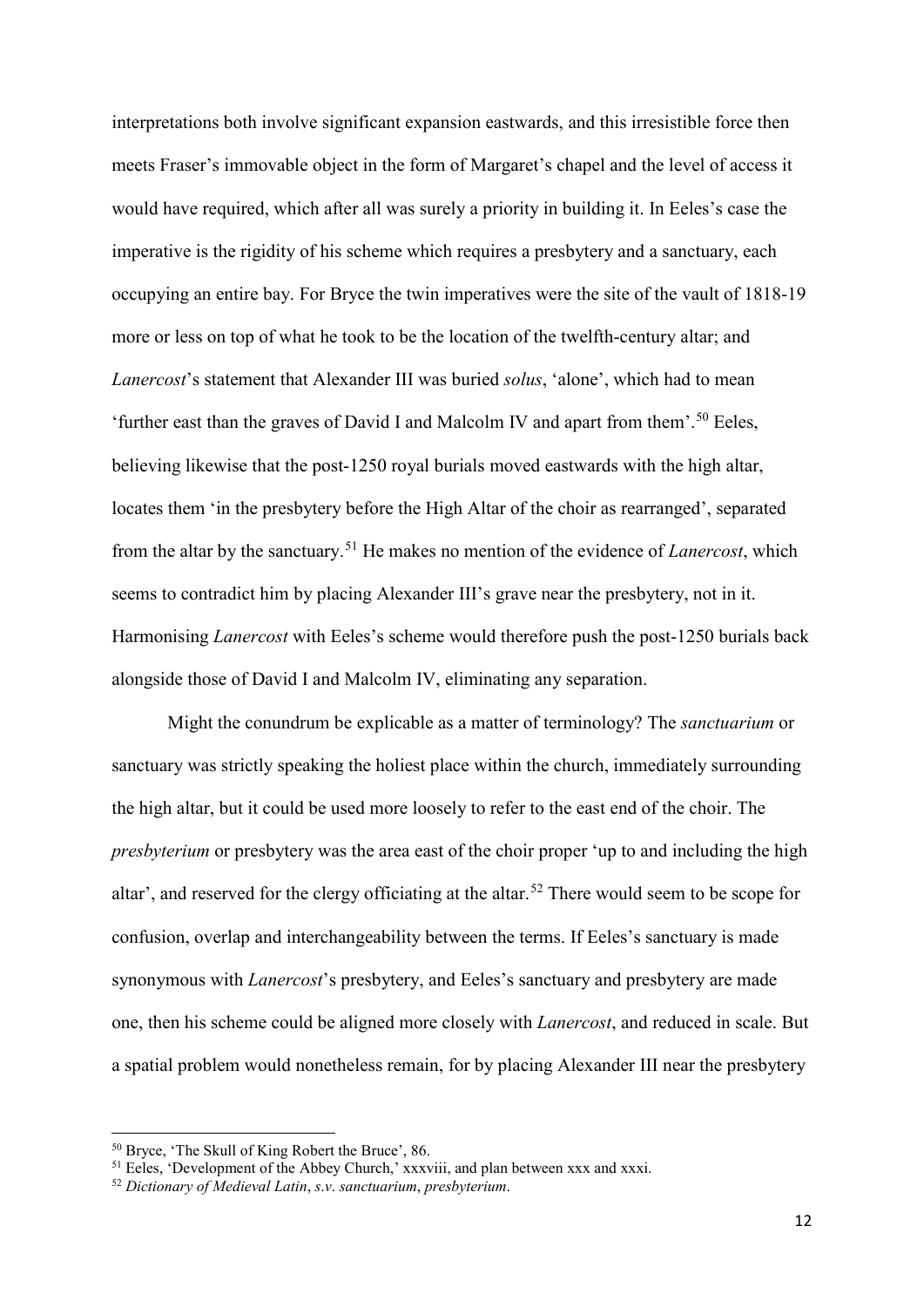interpretations both involve significant expansion eastwards, and this irresistible force then meets Fraser's immovable object in the form of Margaret's chapel and the level of access it would have required, which after all was surely a priority in building it. In Eeles's case the imperative is the rigidity of his scheme which requires a presbytery and a sanctuary, each occupying an entire bay. For Bryce the twin imperatives were the site of the vault of 1818-19 more or less on top of what he took to be the location of the twelfth-century altar; and *Lanercost*'s statement that Alexander III was buried *solus*, 'alone', which had to mean 'further east than the graves of David I and Malcolm IV and apart from them'.[50] Eeles, believing likewise that the post-1250 royal burials moved eastwards with the high altar, locates them 'in the presbytery before the High Altar of the choir as rearranged', separated from the altar by the sanctuary.[51] He makes no mention of the evidence of *Lanercost*, which seems to contradict him by placing Alexander III's grave near the presbytery, not in it. Harmonising *Lanercost* with Eeles's scheme would therefore push the post-1250 burials back alongside those of David I and Malcolm IV, eliminating any separation.

Might the conundrum be explicable as a matter of terminology? The *sanctuarium* or sanctuary was strictly speaking the holiest place within the church, immediately surrounding the high altar, but it could be used more loosely to refer to the east end of the choir. The *presbyterium* or presbytery was the area east of the choir proper 'up to and including the high altar', and reserved for the clergy officiating at the altar.[52] There would seem to be scope for confusion, overlap and interchangeability between the terms. If Eeles's sanctuary is made synonymous with *Lanercost*'s presbytery, and Eeles's sanctuary and presbytery are made one, then his scheme could be aligned more closely with *Lanercost*, and reduced in scale. But a spatial problem would nonetheless remain, for by placing Alexander III near the presbytery

---

[50] Bryce, 'The Skull of King Robert the Bruce', 86.

[51] Eeles, 'Development of the Abbey Church,' xxxviii, and plan between xxx and xxxi.

[52] *Dictionary of Medieval Latin*, *s.v*. *sanctuarium*, *presbyterium*.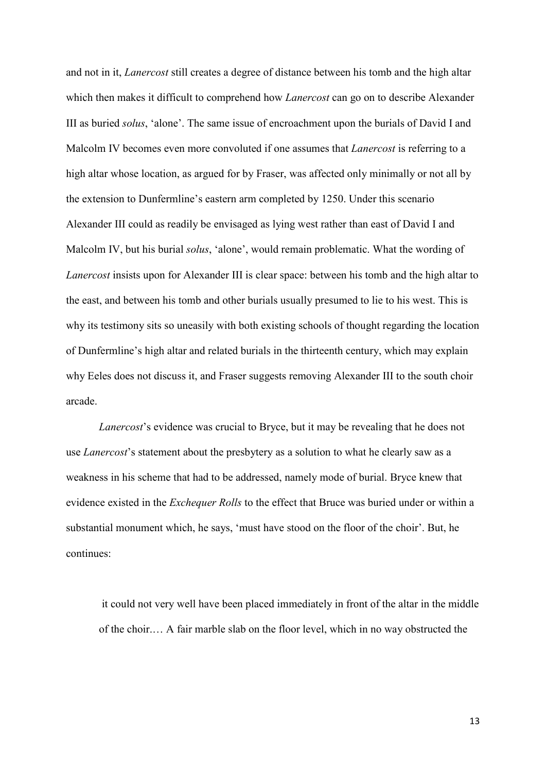and not in it, *Lanercost* still creates a degree of distance between his tomb and the high altar which then makes it difficult to comprehend how *Lanercost* can go on to describe Alexander III as buried *solus*, 'alone'. The same issue of encroachment upon the burials of David I and Malcolm IV becomes even more convoluted if one assumes that *Lanercost* is referring to a high altar whose location, as argued for by Fraser, was affected only minimally or not all by the extension to Dunfermline's eastern arm completed by 1250. Under this scenario Alexander III could as readily be envisaged as lying west rather than east of David I and Malcolm IV, but his burial *solus*, 'alone', would remain problematic. What the wording of *Lanercost* insists upon for Alexander III is clear space: between his tomb and the high altar to the east, and between his tomb and other burials usually presumed to lie to his west. This is why its testimony sits so uneasily with both existing schools of thought regarding the location of Dunfermline's high altar and related burials in the thirteenth century, which may explain why Eeles does not discuss it, and Fraser suggests removing Alexander III to the south choir arcade.

*Lanercost*'s evidence was crucial to Bryce, but it may be revealing that he does not use *Lanercost*'s statement about the presbytery as a solution to what he clearly saw as a weakness in his scheme that had to be addressed, namely mode of burial. Bryce knew that evidence existed in the *Exchequer Rolls* to the effect that Bruce was buried under or within a substantial monument which, he says, 'must have stood on the floor of the choir'. But, he continues:

> it could not very well have been placed immediately in front of the altar in the middle of the choir.… A fair marble slab on the floor level, which in no way obstructed the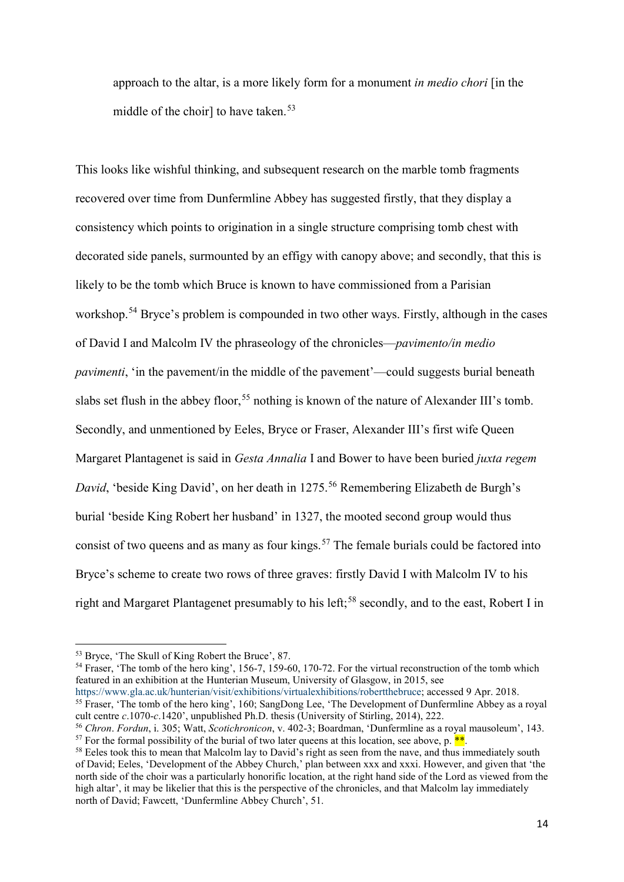approach to the altar, is a more likely form for a monument *in medio chori* [in the middle of the choir] to have taken.[53]

This looks like wishful thinking, and subsequent research on the marble tomb fragments recovered over time from Dunfermline Abbey has suggested firstly, that they display a consistency which points to origination in a single structure comprising tomb chest with decorated side panels, surmounted by an effigy with canopy above; and secondly, that this is likely to be the tomb which Bruce is known to have commissioned from a Parisian workshop.[54] Bryce's problem is compounded in two other ways. Firstly, although in the cases of David I and Malcolm IV the phraseology of the chronicles—*pavimento/in medio pavimenti*, 'in the pavement/in the middle of the pavement'—could suggests burial beneath slabs set flush in the abbey floor,[55] nothing is known of the nature of Alexander III's tomb. Secondly, and unmentioned by Eeles, Bryce or Fraser, Alexander III's first wife Queen Margaret Plantagenet is said in *Gesta Annalia* I and Bower to have been buried *juxta regem David*, 'beside King David', on her death in 1275.[56] Remembering Elizabeth de Burgh's burial 'beside King Robert her husband' in 1327, the mooted second group would thus consist of two queens and as many as four kings.[57] The female burials could be factored into Bryce's scheme to create two rows of three graves: firstly David I with Malcolm IV to his right and Margaret Plantagenet presumably to his left;[58] secondly, and to the east, Robert I in

---

[53] Bryce, 'The Skull of King Robert the Bruce', 87.

[54] Fraser, 'The tomb of the hero king', 156-7, 159-60, 170-72. For the virtual reconstruction of the tomb which featured in an exhibition at the Hunterian Museum, University of Glasgow, in 2015, see https://www.gla.ac.uk/hunterian/visit/exhibitions/virtualexhibitions/robertthebruce; accessed 9 Apr. 2018.

[55] Fraser, 'The tomb of the hero king', 160; SangDong Lee, 'The Development of Dunfermline Abbey as a royal cult centre *c*.1070-*c*.1420', unpublished Ph.D. thesis (University of Stirling, 2014), 222.

[56] *Chron*. *Fordun*, i. 305; Watt, *Scotichronicon*, v. 402-3; Boardman, 'Dunfermline as a royal mausoleum', 143.

[57] For the formal possibility of the burial of two later queens at this location, see above, p. **.

[58] Eeles took this to mean that Malcolm lay to David's right as seen from the nave, and thus immediately south of David; Eeles, 'Development of the Abbey Church,' plan between xxx and xxxi. However, and given that 'the north side of the choir was a particularly honorific location, at the right hand side of the Lord as viewed from the high altar', it may be likelier that this is the perspective of the chronicles, and that Malcolm lay immediately north of David; Fawcett, 'Dunfermline Abbey Church', 51.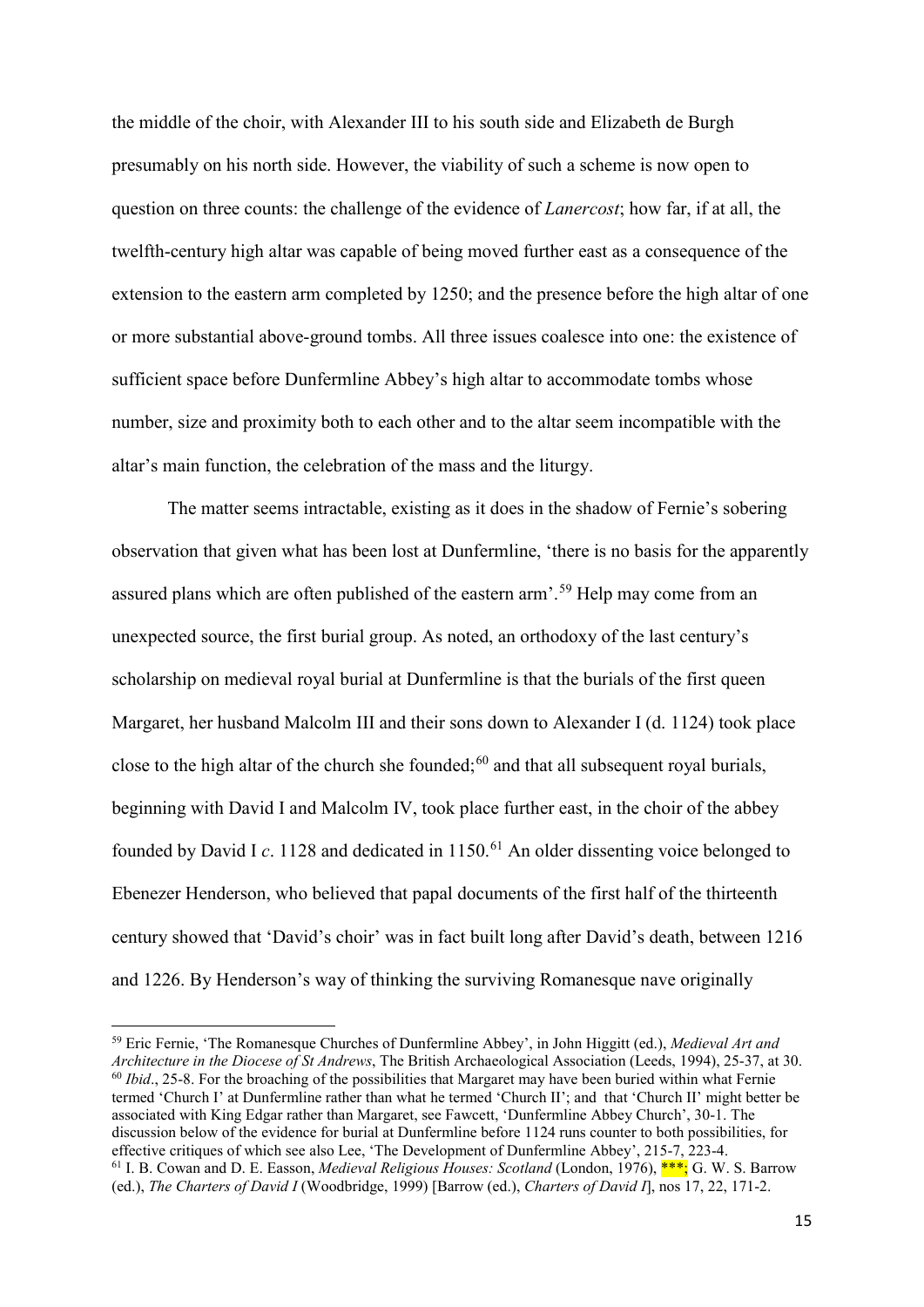the middle of the choir, with Alexander III to his south side and Elizabeth de Burgh presumably on his north side. However, the viability of such a scheme is now open to question on three counts: the challenge of the evidence of *Lanercost*; how far, if at all, the twelfth-century high altar was capable of being moved further east as a consequence of the extension to the eastern arm completed by 1250; and the presence before the high altar of one or more substantial above-ground tombs. All three issues coalesce into one: the existence of sufficient space before Dunfermline Abbey's high altar to accommodate tombs whose number, size and proximity both to each other and to the altar seem incompatible with the altar's main function, the celebration of the mass and the liturgy.

The matter seems intractable, existing as it does in the shadow of Fernie's sobering observation that given what has been lost at Dunfermline, 'there is no basis for the apparently assured plans which are often published of the eastern arm'.[59] Help may come from an unexpected source, the first burial group. As noted, an orthodoxy of the last century's scholarship on medieval royal burial at Dunfermline is that the burials of the first queen Margaret, her husband Malcolm III and their sons down to Alexander I (d. 1124) took place close to the high altar of the church she founded;[60] and that all subsequent royal burials, beginning with David I and Malcolm IV, took place further east, in the choir of the abbey founded by David I *c*. 1128 and dedicated in 1150.[61] An older dissenting voice belonged to Ebenezer Henderson, who believed that papal documents of the first half of the thirteenth century showed that 'David's choir' was in fact built long after David's death, between 1216 and 1226. By Henderson's way of thinking the surviving Romanesque nave originally

---

[59] Eric Fernie, 'The Romanesque Churches of Dunfermline Abbey', in John Higgitt (ed.), *Medieval Art and Architecture in the Diocese of St Andrews*, The British Archaeological Association (Leeds, 1994), 25-37, at 30.

[60] *Ibid*., 25-8. For the broaching of the possibilities that Margaret may have been buried within what Fernie termed 'Church I' at Dunfermline rather than what he termed 'Church II'; and that 'Church II' might better be associated with King Edgar rather than Margaret, see Fawcett, 'Dunfermline Abbey Church', 30-1. The discussion below of the evidence for burial at Dunfermline before 1124 runs counter to both possibilities, for effective critiques of which see also Lee, 'The Development of Dunfermline Abbey', 215-7, 223-4.

[61] I. B. Cowan and D. E. Easson, *Medieval Religious Houses: Scotland* (London, 1976), ***; G. W. S. Barrow (ed.), *The Charters of David I* (Woodbridge, 1999) [Barrow (ed.), *Charters of David I*], nos 17, 22, 171-2.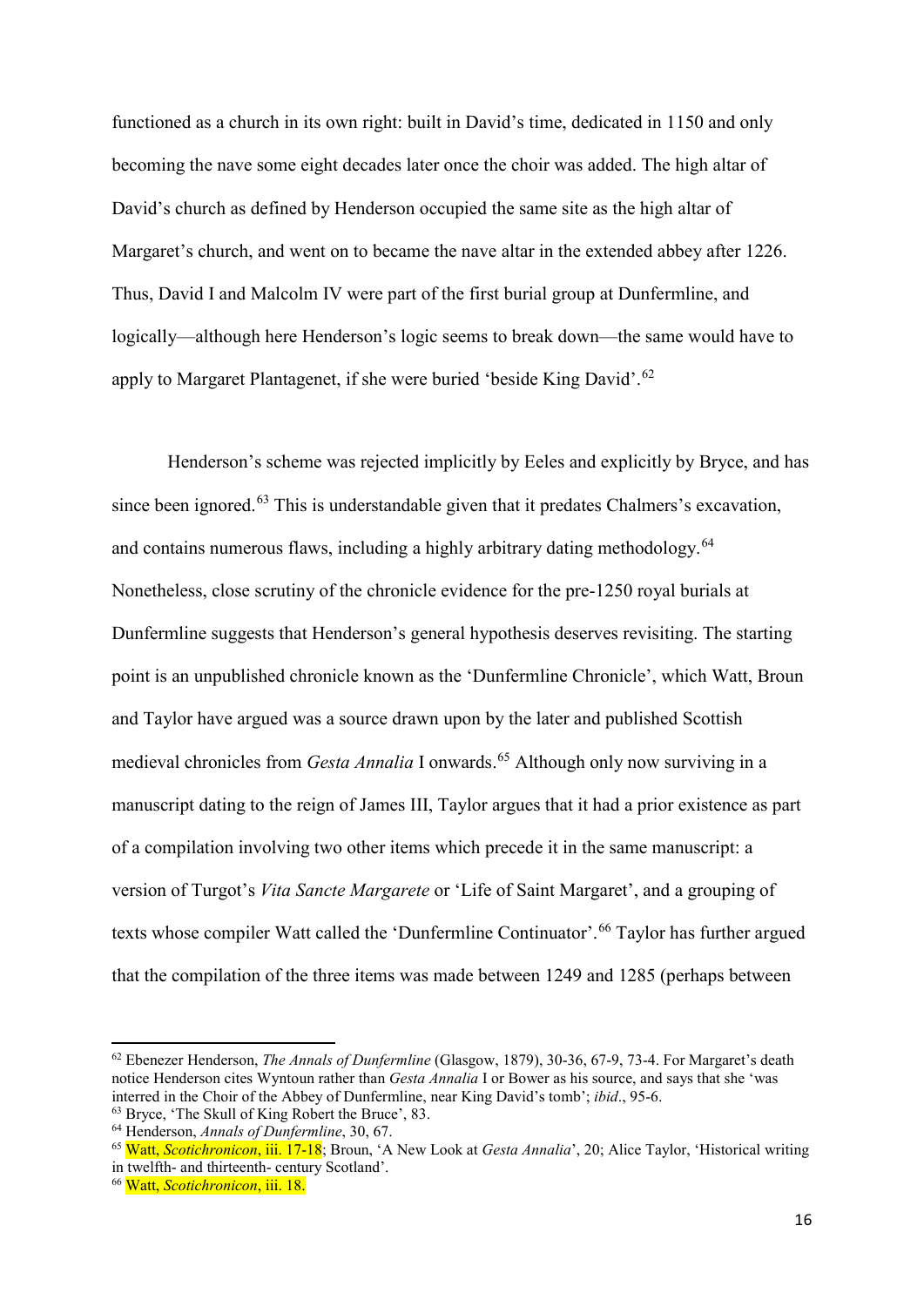functioned as a church in its own right: built in David's time, dedicated in 1150 and only becoming the nave some eight decades later once the choir was added. The high altar of David's church as defined by Henderson occupied the same site as the high altar of Margaret's church, and went on to became the nave altar in the extended abbey after 1226. Thus, David I and Malcolm IV were part of the first burial group at Dunfermline, and logically—although here Henderson's logic seems to break down—the same would have to apply to Margaret Plantagenet, if she were buried 'beside King David'.[62]

Henderson's scheme was rejected implicitly by Eeles and explicitly by Bryce, and has since been ignored.[63] This is understandable given that it predates Chalmers's excavation, and contains numerous flaws, including a highly arbitrary dating methodology.[64] Nonetheless, close scrutiny of the chronicle evidence for the pre-1250 royal burials at Dunfermline suggests that Henderson's general hypothesis deserves revisiting. The starting point is an unpublished chronicle known as the 'Dunfermline Chronicle', which Watt, Broun and Taylor have argued was a source drawn upon by the later and published Scottish medieval chronicles from *Gesta Annalia* I onwards.[65] Although only now surviving in a manuscript dating to the reign of James III, Taylor argues that it had a prior existence as part of a compilation involving two other items which precede it in the same manuscript: a version of Turgot's *Vita Sancte Margarete* or 'Life of Saint Margaret', and a grouping of texts whose compiler Watt called the 'Dunfermline Continuator'.[66] Taylor has further argued that the compilation of the three items was made between 1249 and 1285 (perhaps between

---

[62] Ebenezer Henderson, *The Annals of Dunfermline* (Glasgow, 1879), 30-36, 67-9, 73-4. For Margaret's death notice Henderson cites Wyntoun rather than *Gesta Annalia* I or Bower as his source, and says that she 'was interred in the Choir of the Abbey of Dunfermline, near King David's tomb'; *ibid*., 95-6.

[63] Bryce, 'The Skull of King Robert the Bruce', 83.

[64] Henderson, *Annals of Dunfermline*, 30, 67.

[65] Watt, *Scotichronicon*, iii. 17-18; Broun, 'A New Look at *Gesta Annalia*', 20; Alice Taylor, 'Historical writing in twelfth- and thirteenth- century Scotland'.

[66] Watt, *Scotichronicon*, iii. 18.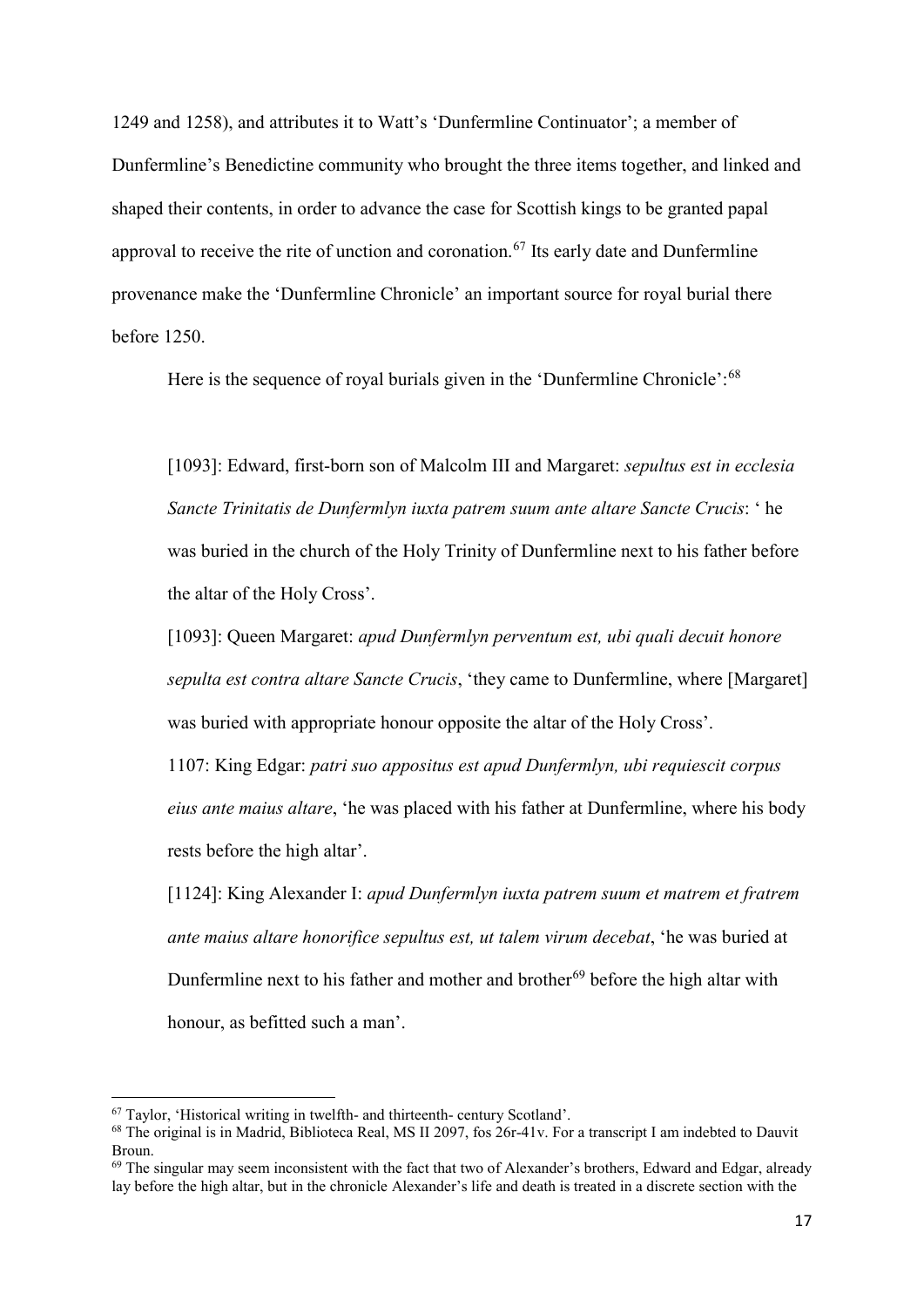1249 and 1258), and attributes it to Watt's 'Dunfermline Continuator'; a member of Dunfermline's Benedictine community who brought the three items together, and linked and shaped their contents, in order to advance the case for Scottish kings to be granted papal approval to receive the rite of unction and coronation.[67] Its early date and Dunfermline provenance make the 'Dunfermline Chronicle' an important source for royal burial there before 1250.

Here is the sequence of royal burials given in the 'Dunfermline Chronicle':[68]

> [1093]: Edward, first-born son of Malcolm III and Margaret: *sepultus est in ecclesia Sancte Trinitatis de Dunfermlyn iuxta patrem suum ante altare Sancte Crucis*: ' he was buried in the church of the Holy Trinity of Dunfermline next to his father before the altar of the Holy Cross'.
>
> [1093]: Queen Margaret: *apud Dunfermlyn perventum est, ubi quali decuit honore sepulta est contra altare Sancte Crucis*, 'they came to Dunfermline, where [Margaret] was buried with appropriate honour opposite the altar of the Holy Cross'.
>
> 1107: King Edgar: *patri suo appositus est apud Dunfermlyn, ubi requiescit corpus eius ante maius altare*, 'he was placed with his father at Dunfermline, where his body rests before the high altar'.
>
> [1124]: King Alexander I: *apud Dunfermlyn iuxta patrem suum et matrem et fratrem ante maius altare honorifice sepultus est, ut talem virum decebat*, 'he was buried at Dunfermline next to his father and mother and brother[69] before the high altar with honour, as befitted such a man'.

---

[67] Taylor, 'Historical writing in twelfth- and thirteenth- century Scotland'.

[68] The original is in Madrid, Biblioteca Real, MS II 2097, fos 26r-41v. For a transcript I am indebted to Dauvit Broun.

[69] The singular may seem inconsistent with the fact that two of Alexander's brothers, Edward and Edgar, already lay before the high altar, but in the chronicle Alexander's life and death is treated in a discrete section with the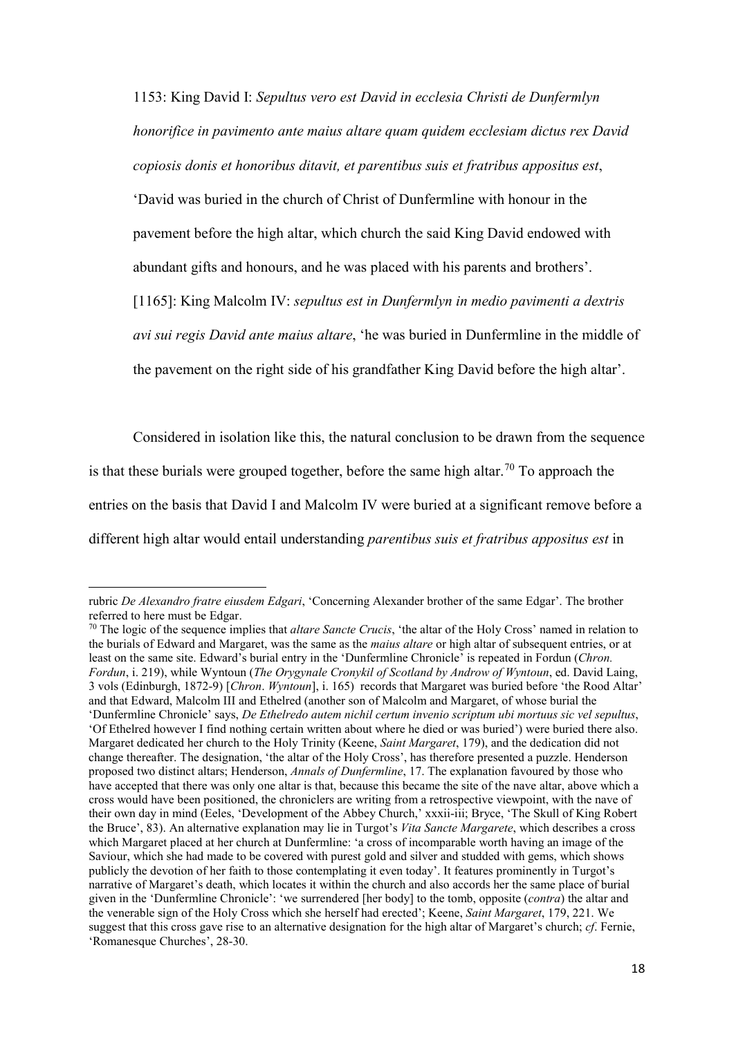1153: King David I: *Sepultus vero est David in ecclesia Christi de Dunfermlyn honorifice in pavimento ante maius altare quam quidem ecclesiam dictus rex David copiosis donis et honoribus ditavit, et parentibus suis et fratribus appositus est*, 'David was buried in the church of Christ of Dunfermline with honour in the pavement before the high altar, which church the said King David endowed with abundant gifts and honours, and he was placed with his parents and brothers'.

[1165]: King Malcolm IV: *sepultus est in Dunfermlyn in medio pavimenti a dextris avi sui regis David ante maius altare*, 'he was buried in Dunfermline in the middle of the pavement on the right side of his grandfather King David before the high altar'.

Considered in isolation like this, the natural conclusion to be drawn from the sequence is that these burials were grouped together, before the same high altar.[70] To approach the entries on the basis that David I and Malcolm IV were buried at a significant remove before a different high altar would entail understanding *parentibus suis et fratribus appositus est* in

---

rubric *De Alexandro fratre eiusdem Edgari*, 'Concerning Alexander brother of the same Edgar'. The brother referred to here must be Edgar.

[70] The logic of the sequence implies that *altare Sancte Crucis*, 'the altar of the Holy Cross' named in relation to the burials of Edward and Margaret, was the same as the *maius altare* or high altar of subsequent entries, or at least on the same site. Edward's burial entry in the 'Dunfermline Chronicle' is repeated in Fordun (*Chron. Fordun*, i. 219), while Wyntoun (*The Orygynale Cronykil of Scotland by Androw of Wyntoun*, ed. David Laing, 3 vols (Edinburgh, 1872-9) [*Chron*. *Wyntoun*], i. 165) records that Margaret was buried before 'the Rood Altar' and that Edward, Malcolm III and Ethelred (another son of Malcolm and Margaret, of whose burial the 'Dunfermline Chronicle' says, *De Ethelredo autem nichil certum invenio scriptum ubi mortuus sic vel sepultus*, 'Of Ethelred however I find nothing certain written about where he died or was buried') were buried there also. Margaret dedicated her church to the Holy Trinity (Keene, *Saint Margaret*, 179), and the dedication did not change thereafter. The designation, 'the altar of the Holy Cross', has therefore presented a puzzle. Henderson proposed two distinct altars; Henderson, *Annals of Dunfermline*, 17. The explanation favoured by those who have accepted that there was only one altar is that, because this became the site of the nave altar, above which a cross would have been positioned, the chroniclers are writing from a retrospective viewpoint, with the nave of their own day in mind (Eeles, 'Development of the Abbey Church,' xxxii-iii; Bryce, 'The Skull of King Robert the Bruce', 83). An alternative explanation may lie in Turgot's *Vita Sancte Margarete*, which describes a cross which Margaret placed at her church at Dunfermline: 'a cross of incomparable worth having an image of the Saviour, which she had made to be covered with purest gold and silver and studded with gems, which shows publicly the devotion of her faith to those contemplating it even today'. It features prominently in Turgot's narrative of Margaret's death, which locates it within the church and also accords her the same place of burial given in the 'Dunfermline Chronicle': 'we surrendered [her body] to the tomb, opposite (*contra*) the altar and the venerable sign of the Holy Cross which she herself had erected'; Keene, *Saint Margaret*, 179, 221. We suggest that this cross gave rise to an alternative designation for the high altar of Margaret's church; *cf*. Fernie, 'Romanesque Churches', 28-30.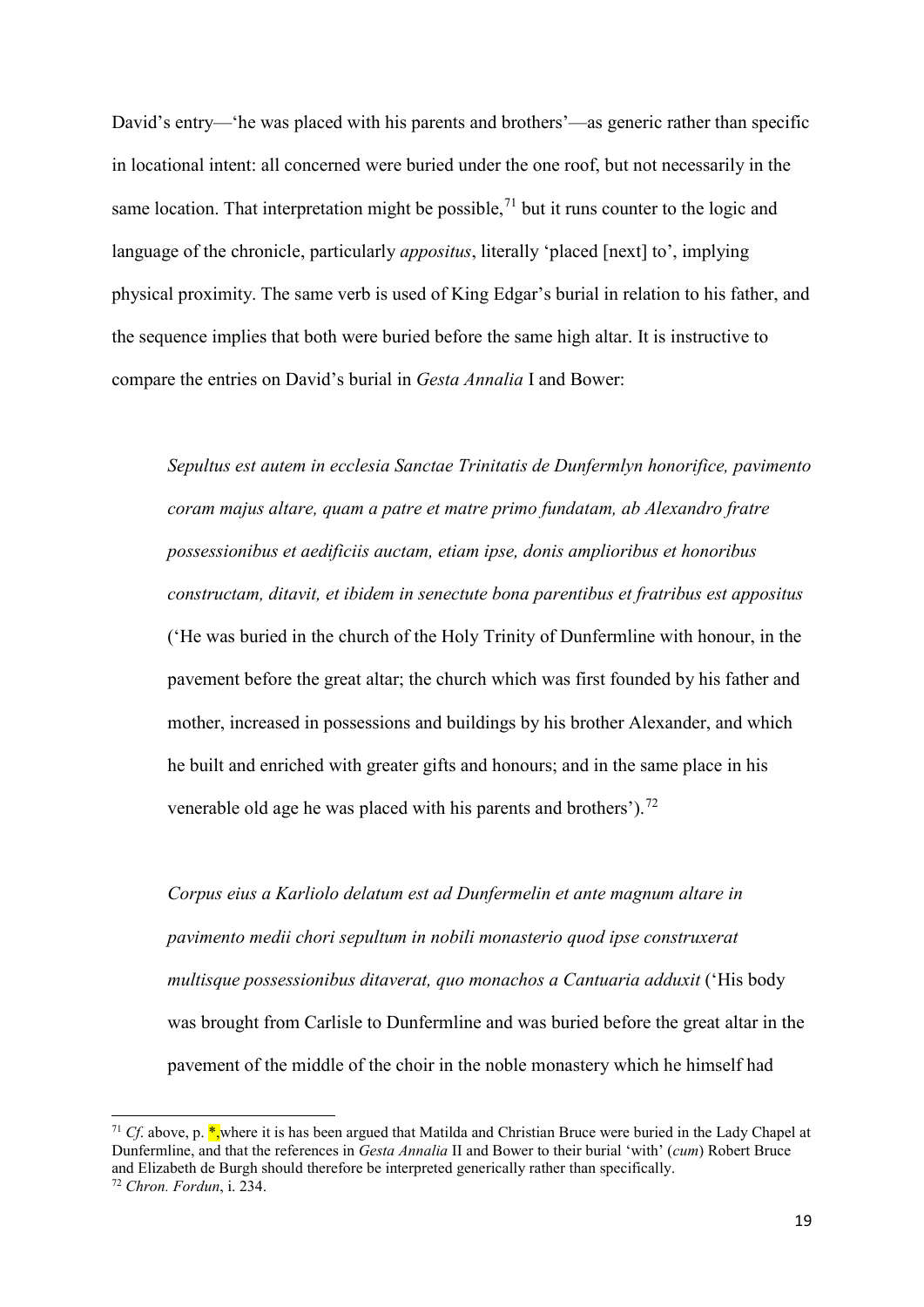David's entry—'he was placed with his parents and brothers'—as generic rather than specific in locational intent: all concerned were buried under the one roof, but not necessarily in the same location. That interpretation might be possible,[71] but it runs counter to the logic and language of the chronicle, particularly *appositus*, literally 'placed [next] to', implying physical proximity. The same verb is used of King Edgar's burial in relation to his father, and the sequence implies that both were buried before the same high altar. It is instructive to compare the entries on David's burial in *Gesta Annalia* I and Bower:

> *Sepultus est autem in ecclesia Sanctae Trinitatis de Dunfermlyn honorifice, pavimento coram majus altare, quam a patre et matre primo fundatam, ab Alexandro fratre possessionibus et aedificiis auctam, etiam ipse, donis amplioribus et honoribus constructam, ditavit, et ibidem in senectute bona parentibus et fratribus est appositus* ('He was buried in the church of the Holy Trinity of Dunfermline with honour, in the pavement before the great altar; the church which was first founded by his father and mother, increased in possessions and buildings by his brother Alexander, and which he built and enriched with greater gifts and honours; and in the same place in his venerable old age he was placed with his parents and brothers').[72]

> *Corpus eius a Karliolo delatum est ad Dunfermelin et ante magnum altare in pavimento medii chori sepultum in nobili monasterio quod ipse construxerat multisque possessionibus ditaverat, quo monachos a Cantuaria adduxit* ('His body was brought from Carlisle to Dunfermline and was buried before the great altar in the pavement of the middle of the choir in the noble monastery which he himself had

---

[71] *Cf*. above, p. *, where it is has been argued that Matilda and Christian Bruce were buried in the Lady Chapel at Dunfermline, and that the references in *Gesta Annalia* II and Bower to their burial 'with' (*cum*) Robert Bruce and Elizabeth de Burgh should therefore be interpreted generically rather than specifically.

[72] *Chron. Fordun*, i. 234.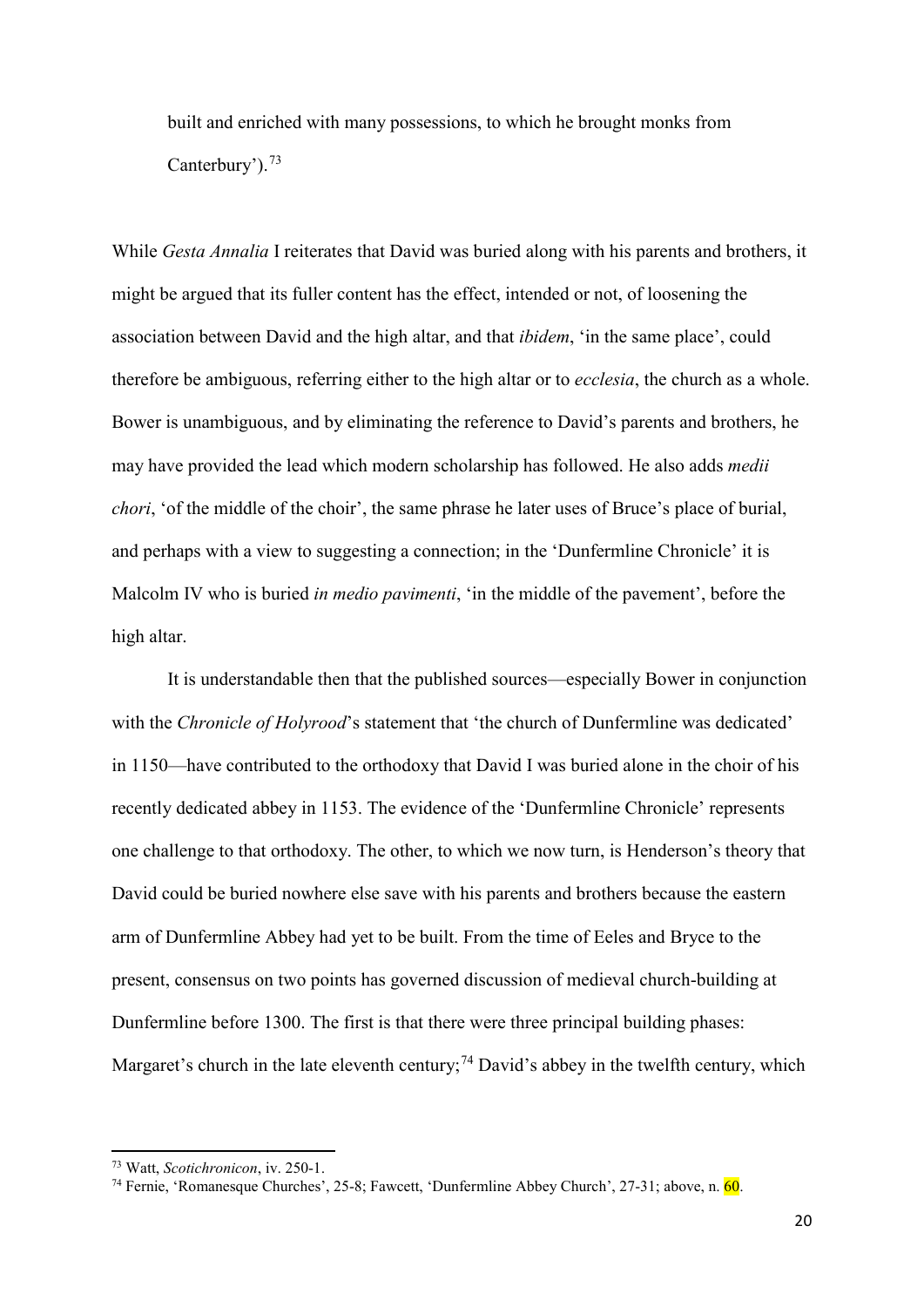built and enriched with many possessions, to which he brought monks from Canterbury').[73]

While *Gesta Annalia* I reiterates that David was buried along with his parents and brothers, it might be argued that its fuller content has the effect, intended or not, of loosening the association between David and the high altar, and that *ibidem*, 'in the same place', could therefore be ambiguous, referring either to the high altar or to *ecclesia*, the church as a whole. Bower is unambiguous, and by eliminating the reference to David's parents and brothers, he may have provided the lead which modern scholarship has followed. He also adds *medii chori*, 'of the middle of the choir', the same phrase he later uses of Bruce's place of burial, and perhaps with a view to suggesting a connection; in the 'Dunfermline Chronicle' it is Malcolm IV who is buried *in medio pavimenti*, 'in the middle of the pavement', before the high altar.

It is understandable then that the published sources—especially Bower in conjunction with the *Chronicle of Holyrood*'s statement that 'the church of Dunfermline was dedicated' in 1150—have contributed to the orthodoxy that David I was buried alone in the choir of his recently dedicated abbey in 1153. The evidence of the 'Dunfermline Chronicle' represents one challenge to that orthodoxy. The other, to which we now turn, is Henderson's theory that David could be buried nowhere else save with his parents and brothers because the eastern arm of Dunfermline Abbey had yet to be built. From the time of Eeles and Bryce to the present, consensus on two points has governed discussion of medieval church-building at Dunfermline before 1300. The first is that there were three principal building phases: Margaret's church in the late eleventh century;[74] David's abbey in the twelfth century, which

[73] Watt, *Scotichronicon*, iv. 250-1.

[74] Fernie, 'Romanesque Churches', 25-8; Fawcett, 'Dunfermline Abbey Church', 27-31; above, n. 60.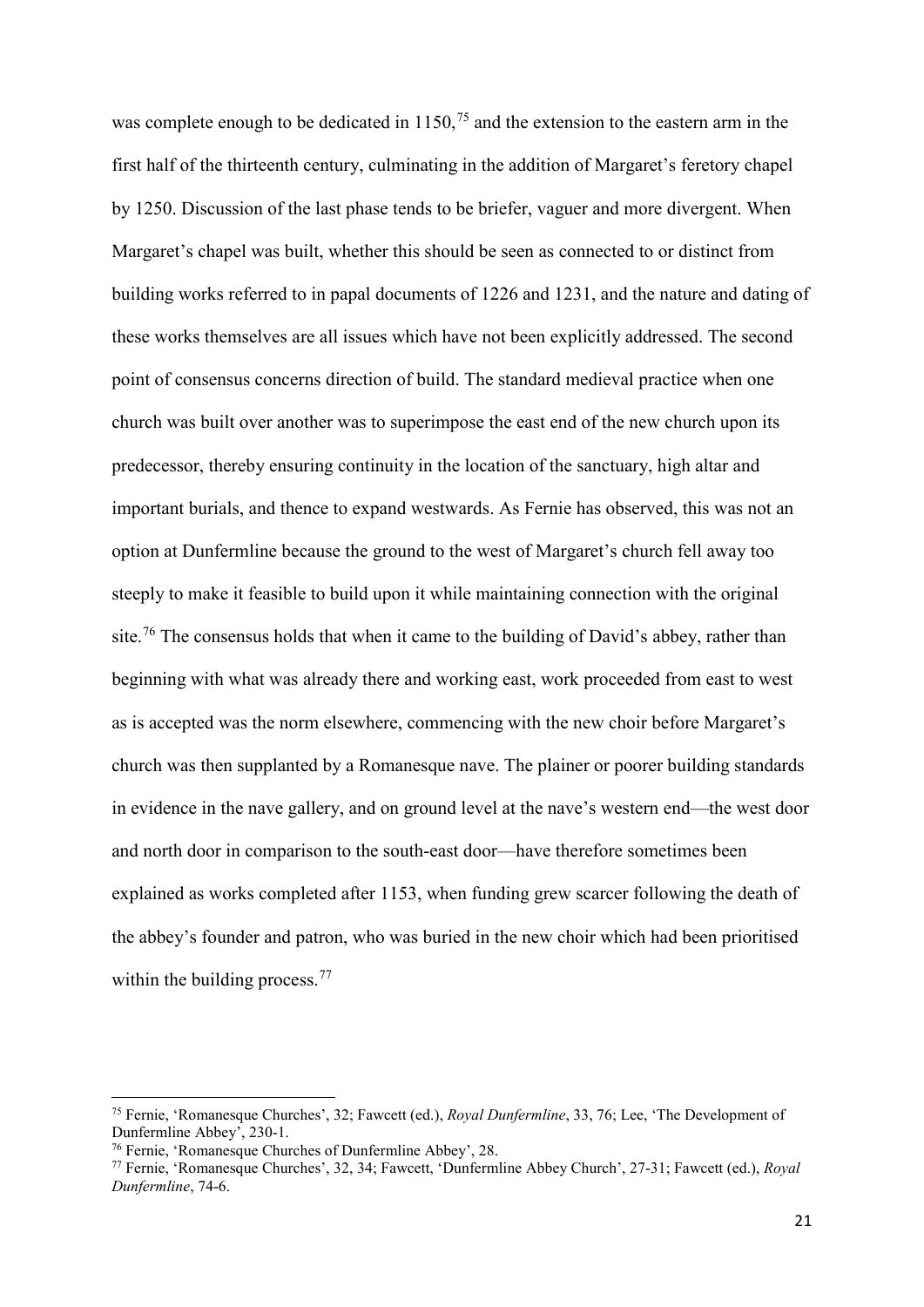was complete enough to be dedicated in 1150,[75] and the extension to the eastern arm in the first half of the thirteenth century, culminating in the addition of Margaret's feretory chapel by 1250. Discussion of the last phase tends to be briefer, vaguer and more divergent. When Margaret's chapel was built, whether this should be seen as connected to or distinct from building works referred to in papal documents of 1226 and 1231, and the nature and dating of these works themselves are all issues which have not been explicitly addressed. The second point of consensus concerns direction of build. The standard medieval practice when one church was built over another was to superimpose the east end of the new church upon its predecessor, thereby ensuring continuity in the location of the sanctuary, high altar and important burials, and thence to expand westwards. As Fernie has observed, this was not an option at Dunfermline because the ground to the west of Margaret's church fell away too steeply to make it feasible to build upon it while maintaining connection with the original site.[76] The consensus holds that when it came to the building of David's abbey, rather than beginning with what was already there and working east, work proceeded from east to west as is accepted was the norm elsewhere, commencing with the new choir before Margaret's church was then supplanted by a Romanesque nave. The plainer or poorer building standards in evidence in the nave gallery, and on ground level at the nave's western end—the west door and north door in comparison to the south-east door—have therefore sometimes been explained as works completed after 1153, when funding grew scarcer following the death of the abbey's founder and patron, who was buried in the new choir which had been prioritised within the building process.[77]

[75] Fernie, 'Romanesque Churches', 32; Fawcett (ed.), *Royal Dunfermline*, 33, 76; Lee, 'The Development of Dunfermline Abbey', 230-1.

[76] Fernie, 'Romanesque Churches of Dunfermline Abbey', 28.

[77] Fernie, 'Romanesque Churches', 32, 34; Fawcett, 'Dunfermline Abbey Church', 27-31; Fawcett (ed.), *Royal Dunfermline*, 74-6.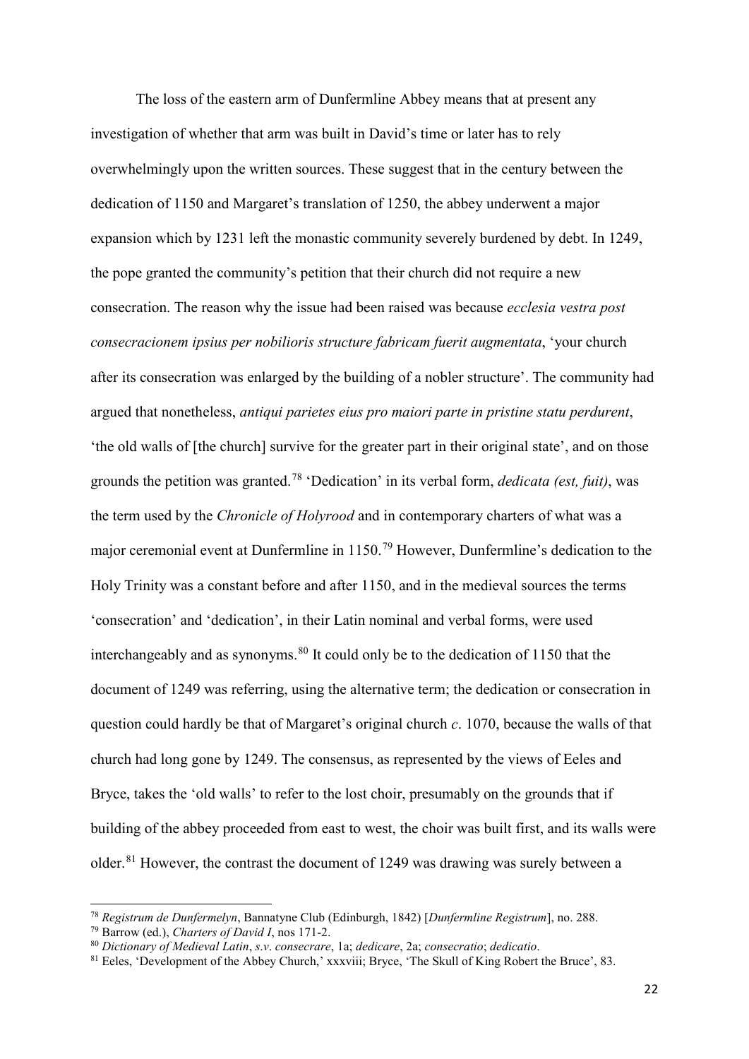The loss of the eastern arm of Dunfermline Abbey means that at present any investigation of whether that arm was built in David's time or later has to rely overwhelmingly upon the written sources. These suggest that in the century between the dedication of 1150 and Margaret's translation of 1250, the abbey underwent a major expansion which by 1231 left the monastic community severely burdened by debt. In 1249, the pope granted the community's petition that their church did not require a new consecration. The reason why the issue had been raised was because *ecclesia vestra post consecracionem ipsius per nobilioris structure fabricam fuerit augmentata*, 'your church after its consecration was enlarged by the building of a nobler structure'. The community had argued that nonetheless, *antiqui parietes eius pro maiori parte in pristine statu perdurent*, 'the old walls of [the church] survive for the greater part in their original state', and on those grounds the petition was granted.[78] 'Dedication' in its verbal form, *dedicata (est, fuit)*, was the term used by the *Chronicle of Holyrood* and in contemporary charters of what was a major ceremonial event at Dunfermline in 1150.[79] However, Dunfermline's dedication to the Holy Trinity was a constant before and after 1150, and in the medieval sources the terms 'consecration' and 'dedication', in their Latin nominal and verbal forms, were used interchangeably and as synonyms.[80] It could only be to the dedication of 1150 that the document of 1249 was referring, using the alternative term; the dedication or consecration in question could hardly be that of Margaret's original church *c*. 1070, because the walls of that church had long gone by 1249. The consensus, as represented by the views of Eeles and Bryce, takes the 'old walls' to refer to the lost choir, presumably on the grounds that if building of the abbey proceeded from east to west, the choir was built first, and its walls were older.[81] However, the contrast the document of 1249 was drawing was surely between a

---

[78] *Registrum de Dunfermelyn*, Bannatyne Club (Edinburgh, 1842) [*Dunfermline Registrum*], no. 288.

[79] Barrow (ed.), *Charters of David I*, nos 171-2.

[80] *Dictionary of Medieval Latin*, *s.v*. *consecrare*, 1a; *dedicare*, 2a; *consecratio*; *dedicatio*.

[81] Eeles, 'Development of the Abbey Church,' xxxviii; Bryce, 'The Skull of King Robert the Bruce', 83.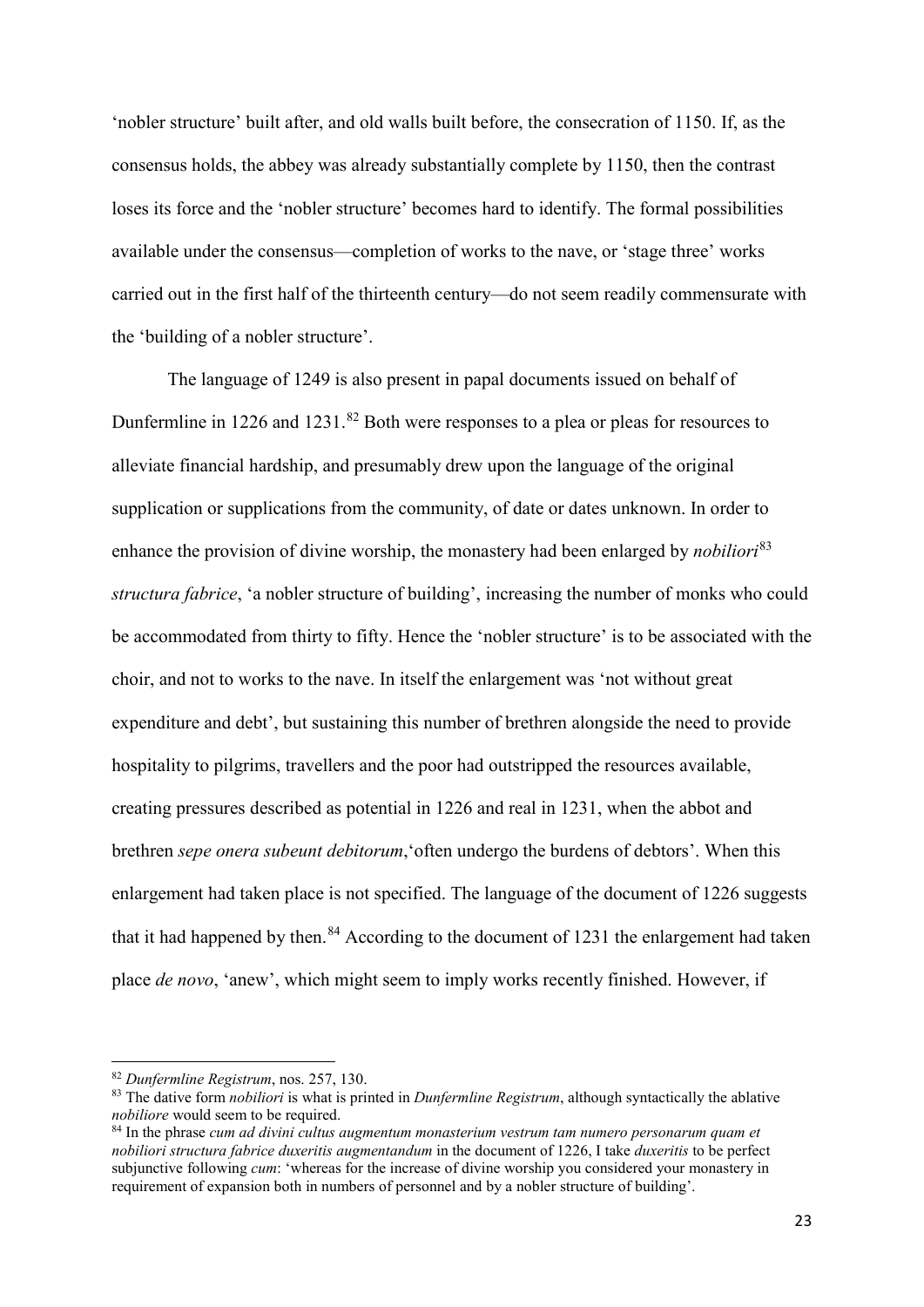'nobler structure' built after, and old walls built before, the consecration of 1150. If, as the consensus holds, the abbey was already substantially complete by 1150, then the contrast loses its force and the 'nobler structure' becomes hard to identify. The formal possibilities available under the consensus—completion of works to the nave, or 'stage three' works carried out in the first half of the thirteenth century—do not seem readily commensurate with the 'building of a nobler structure'.

The language of 1249 is also present in papal documents issued on behalf of Dunfermline in 1226 and 1231.[82] Both were responses to a plea or pleas for resources to alleviate financial hardship, and presumably drew upon the language of the original supplication or supplications from the community, of date or dates unknown. In order to enhance the provision of divine worship, the monastery had been enlarged by *nobiliori*[83] *structura fabrice*, 'a nobler structure of building', increasing the number of monks who could be accommodated from thirty to fifty. Hence the 'nobler structure' is to be associated with the choir, and not to works to the nave. In itself the enlargement was 'not without great expenditure and debt', but sustaining this number of brethren alongside the need to provide hospitality to pilgrims, travellers and the poor had outstripped the resources available, creating pressures described as potential in 1226 and real in 1231, when the abbot and brethren *sepe onera subeunt debitorum*,'often undergo the burdens of debtors'. When this enlargement had taken place is not specified. The language of the document of 1226 suggests that it had happened by then.[84] According to the document of 1231 the enlargement had taken place *de novo*, 'anew', which might seem to imply works recently finished. However, if

---

[82] *Dunfermline Registrum*, nos. 257, 130.

[83] The dative form *nobiliori* is what is printed in *Dunfermline Registrum*, although syntactically the ablative *nobiliore* would seem to be required.

[84] In the phrase *cum ad divini cultus augmentum monasterium vestrum tam numero personarum quam et nobiliori structura fabrice duxeritis augmentandum* in the document of 1226, I take *duxeritis* to be perfect subjunctive following *cum*: 'whereas for the increase of divine worship you considered your monastery in requirement of expansion both in numbers of personnel and by a nobler structure of building'.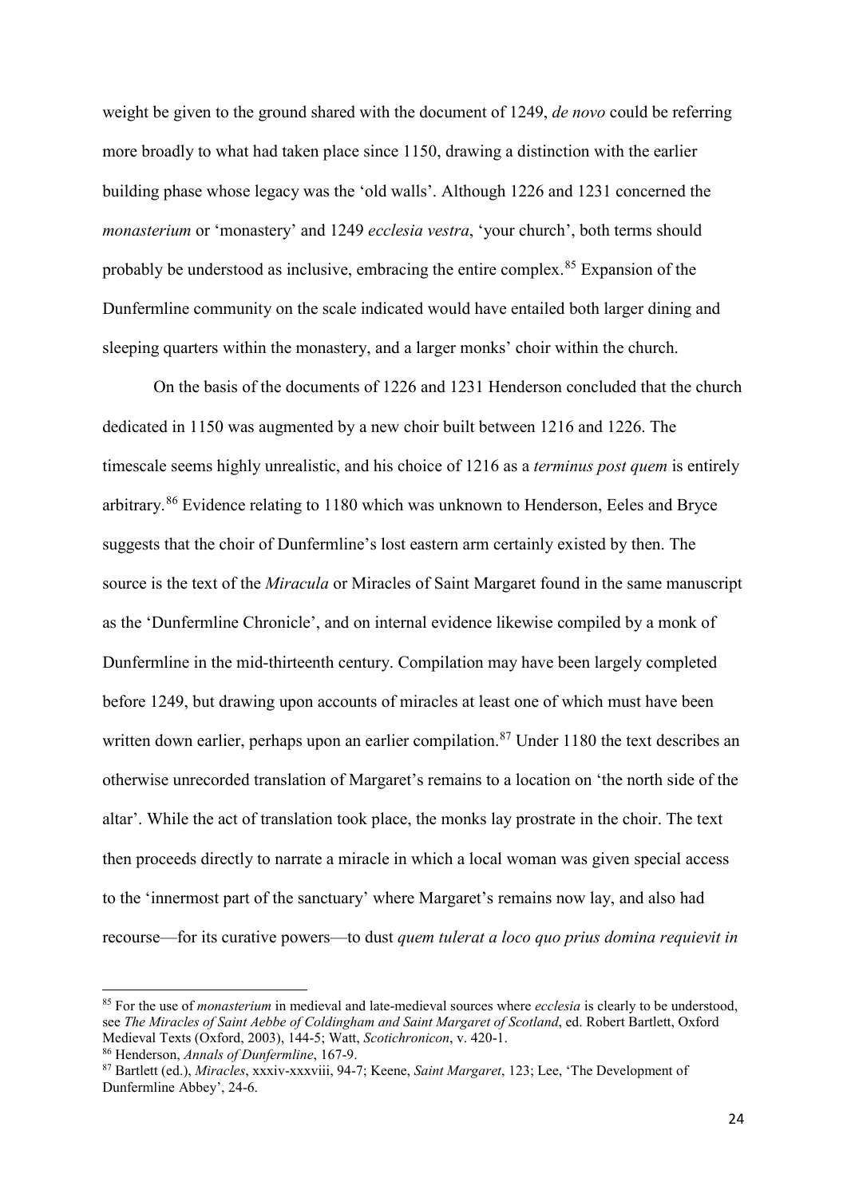weight be given to the ground shared with the document of 1249, *de novo* could be referring more broadly to what had taken place since 1150, drawing a distinction with the earlier building phase whose legacy was the 'old walls'. Although 1226 and 1231 concerned the *monasterium* or 'monastery' and 1249 *ecclesia vestra*, 'your church', both terms should probably be understood as inclusive, embracing the entire complex.[85] Expansion of the Dunfermline community on the scale indicated would have entailed both larger dining and sleeping quarters within the monastery, and a larger monks' choir within the church.

On the basis of the documents of 1226 and 1231 Henderson concluded that the church dedicated in 1150 was augmented by a new choir built between 1216 and 1226. The timescale seems highly unrealistic, and his choice of 1216 as a *terminus post quem* is entirely arbitrary.[86] Evidence relating to 1180 which was unknown to Henderson, Eeles and Bryce suggests that the choir of Dunfermline's lost eastern arm certainly existed by then. The source is the text of the *Miracula* or Miracles of Saint Margaret found in the same manuscript as the 'Dunfermline Chronicle', and on internal evidence likewise compiled by a monk of Dunfermline in the mid-thirteenth century. Compilation may have been largely completed before 1249, but drawing upon accounts of miracles at least one of which must have been written down earlier, perhaps upon an earlier compilation.[87] Under 1180 the text describes an otherwise unrecorded translation of Margaret's remains to a location on 'the north side of the altar'. While the act of translation took place, the monks lay prostrate in the choir. The text then proceeds directly to narrate a miracle in which a local woman was given special access to the 'innermost part of the sanctuary' where Margaret's remains now lay, and also had recourse—for its curative powers—to dust *quem tulerat a loco quo prius domina requievit in*

---

[85] For the use of *monasterium* in medieval and late-medieval sources where *ecclesia* is clearly to be understood, see *The Miracles of Saint Aebbe of Coldingham and Saint Margaret of Scotland*, ed. Robert Bartlett, Oxford Medieval Texts (Oxford, 2003), 144-5; Watt, *Scotichronicon*, v. 420-1.

[86] Henderson, *Annals of Dunfermline*, 167-9.

[87] Bartlett (ed.), *Miracles*, xxxiv-xxxviii, 94-7; Keene, *Saint Margaret*, 123; Lee, 'The Development of Dunfermline Abbey', 24-6.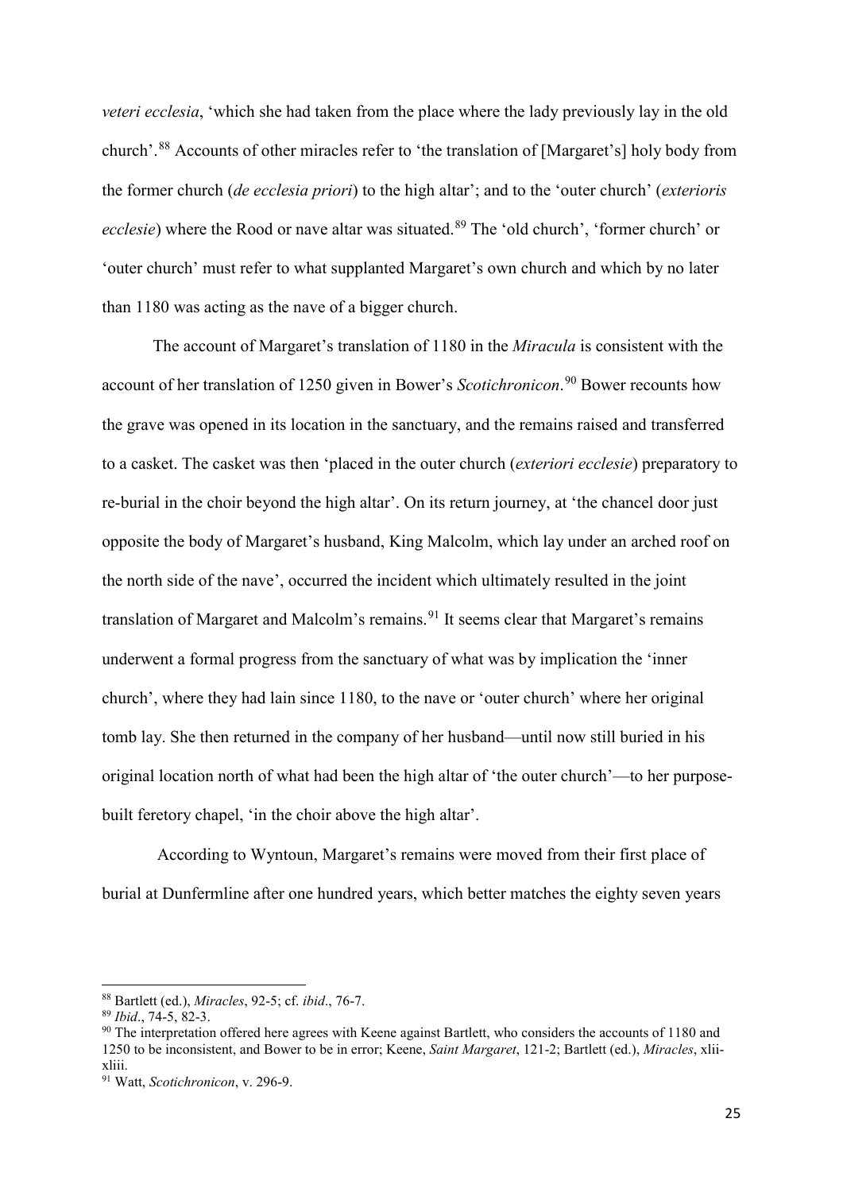*veteri ecclesia*, 'which she had taken from the place where the lady previously lay in the old church'.[88] Accounts of other miracles refer to 'the translation of [Margaret's] holy body from the former church (*de ecclesia priori*) to the high altar'; and to the 'outer church' (*exterioris ecclesie*) where the Rood or nave altar was situated.[89] The 'old church', 'former church' or 'outer church' must refer to what supplanted Margaret's own church and which by no later than 1180 was acting as the nave of a bigger church.

The account of Margaret's translation of 1180 in the *Miracula* is consistent with the account of her translation of 1250 given in Bower's *Scotichronicon*.[90] Bower recounts how the grave was opened in its location in the sanctuary, and the remains raised and transferred to a casket. The casket was then 'placed in the outer church (*exteriori ecclesie*) preparatory to re-burial in the choir beyond the high altar'. On its return journey, at 'the chancel door just opposite the body of Margaret's husband, King Malcolm, which lay under an arched roof on the north side of the nave', occurred the incident which ultimately resulted in the joint translation of Margaret and Malcolm's remains.[91] It seems clear that Margaret's remains underwent a formal progress from the sanctuary of what was by implication the 'inner church', where they had lain since 1180, to the nave or 'outer church' where her original tomb lay. She then returned in the company of her husband—until now still buried in his original location north of what had been the high altar of 'the outer church'—to her purpose-built feretory chapel, 'in the choir above the high altar'.

According to Wyntoun, Margaret's remains were moved from their first place of burial at Dunfermline after one hundred years, which better matches the eighty seven years

---

[88] Bartlett (ed.), *Miracles*, 92-5; cf. *ibid*., 76-7.

[89] *Ibid*., 74-5, 82-3.

[90] The interpretation offered here agrees with Keene against Bartlett, who considers the accounts of 1180 and 1250 to be inconsistent, and Bower to be in error; Keene, *Saint Margaret*, 121-2; Bartlett (ed.), *Miracles*, xlii-xliii.

[91] Watt, *Scotichronicon*, v. 296-9.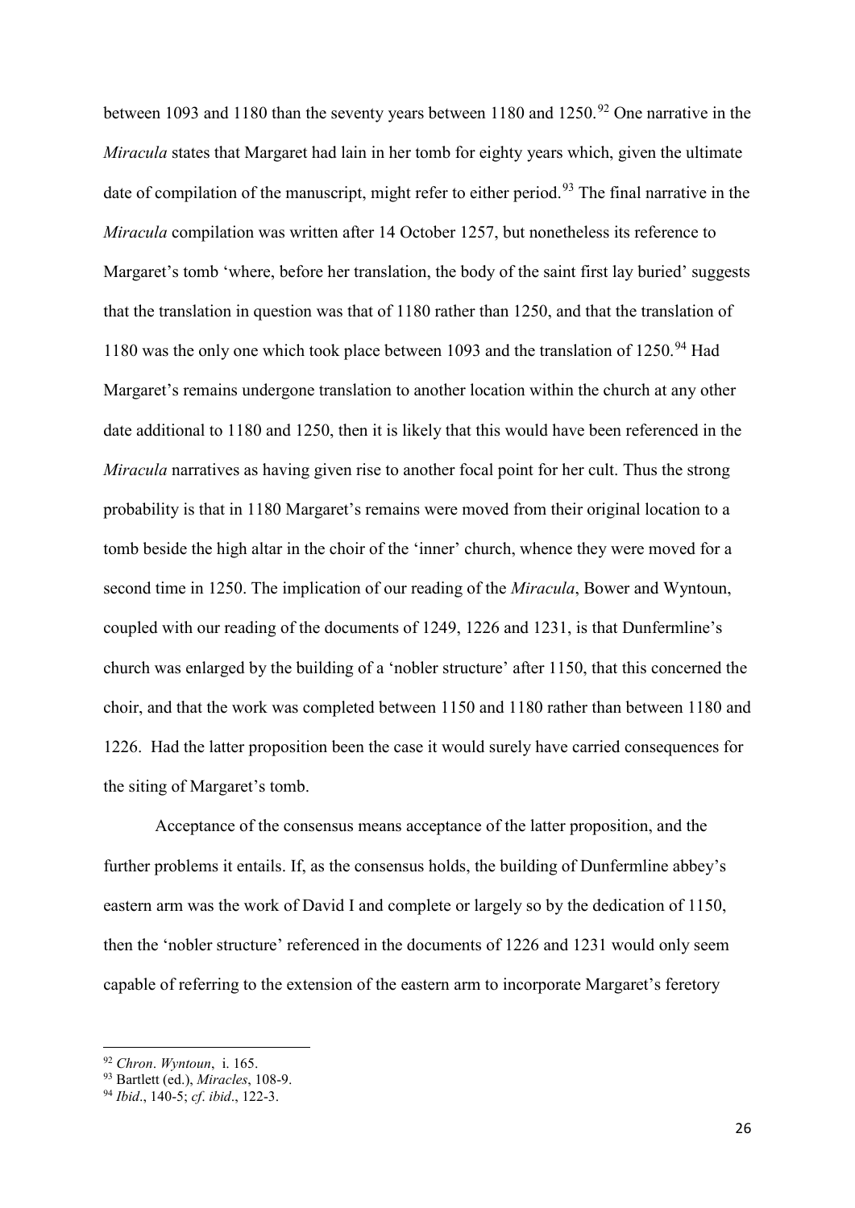between 1093 and 1180 than the seventy years between 1180 and 1250.[92] One narrative in the *Miracula* states that Margaret had lain in her tomb for eighty years which, given the ultimate date of compilation of the manuscript, might refer to either period.[93] The final narrative in the *Miracula* compilation was written after 14 October 1257, but nonetheless its reference to Margaret's tomb 'where, before her translation, the body of the saint first lay buried' suggests that the translation in question was that of 1180 rather than 1250, and that the translation of 1180 was the only one which took place between 1093 and the translation of 1250.[94] Had Margaret's remains undergone translation to another location within the church at any other date additional to 1180 and 1250, then it is likely that this would have been referenced in the *Miracula* narratives as having given rise to another focal point for her cult. Thus the strong probability is that in 1180 Margaret's remains were moved from their original location to a tomb beside the high altar in the choir of the 'inner' church, whence they were moved for a second time in 1250. The implication of our reading of the *Miracula*, Bower and Wyntoun, coupled with our reading of the documents of 1249, 1226 and 1231, is that Dunfermline's church was enlarged by the building of a 'nobler structure' after 1150, that this concerned the choir, and that the work was completed between 1150 and 1180 rather than between 1180 and 1226. Had the latter proposition been the case it would surely have carried consequences for the siting of Margaret's tomb.

Acceptance of the consensus means acceptance of the latter proposition, and the further problems it entails. If, as the consensus holds, the building of Dunfermline abbey's eastern arm was the work of David I and complete or largely so by the dedication of 1150, then the 'nobler structure' referenced in the documents of 1226 and 1231 would only seem capable of referring to the extension of the eastern arm to incorporate Margaret's feretory

---

[92] *Chron*. *Wyntoun*, i. 165.

[93] Bartlett (ed.), *Miracles*, 108-9.

[94] *Ibid*., 140-5; *cf*. *ibid*., 122-3.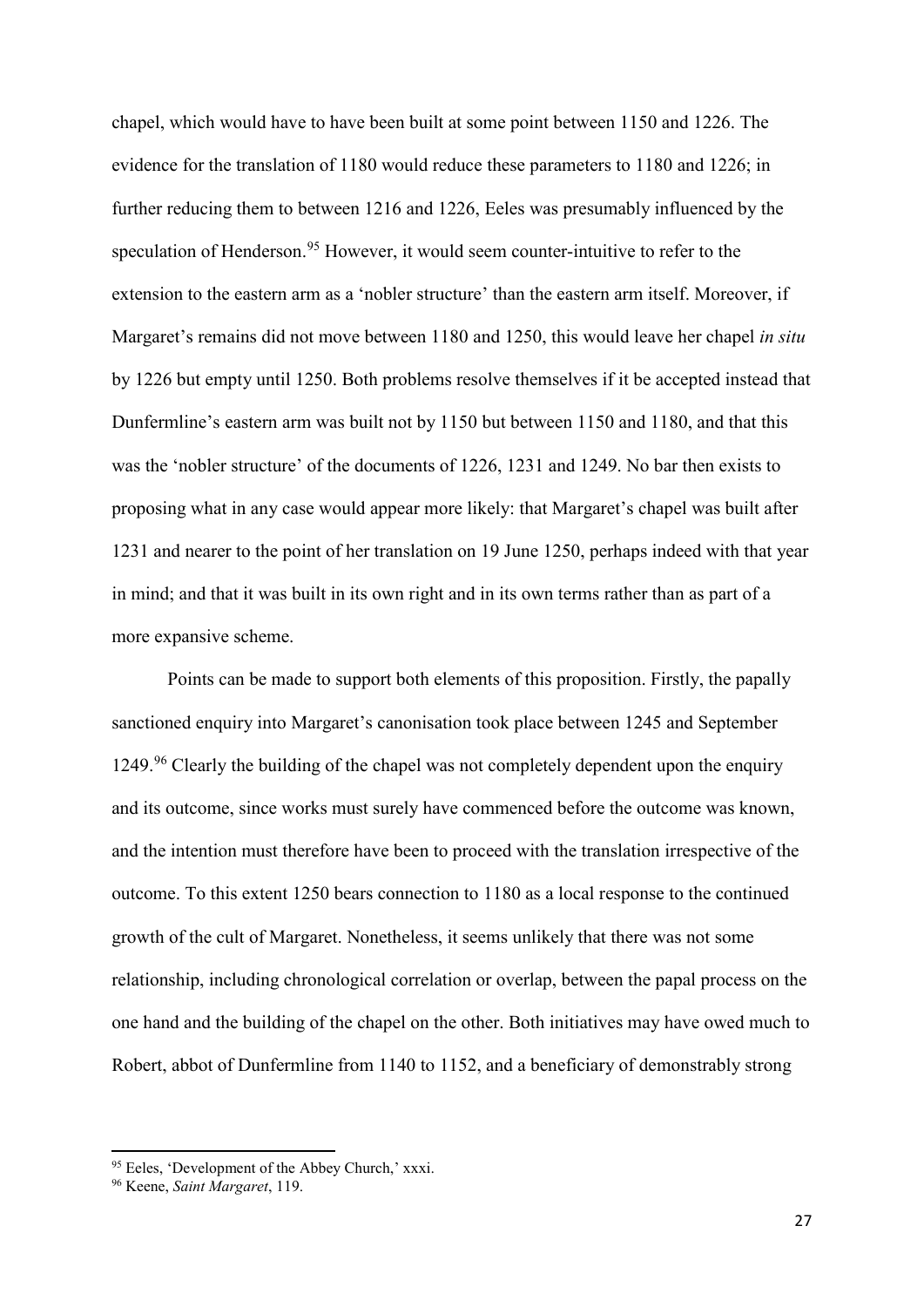chapel, which would have to have been built at some point between 1150 and 1226. The evidence for the translation of 1180 would reduce these parameters to 1180 and 1226; in further reducing them to between 1216 and 1226, Eeles was presumably influenced by the speculation of Henderson.[95] However, it would seem counter-intuitive to refer to the extension to the eastern arm as a 'nobler structure' than the eastern arm itself. Moreover, if Margaret's remains did not move between 1180 and 1250, this would leave her chapel *in situ* by 1226 but empty until 1250. Both problems resolve themselves if it be accepted instead that Dunfermline's eastern arm was built not by 1150 but between 1150 and 1180, and that this was the 'nobler structure' of the documents of 1226, 1231 and 1249. No bar then exists to proposing what in any case would appear more likely: that Margaret's chapel was built after 1231 and nearer to the point of her translation on 19 June 1250, perhaps indeed with that year in mind; and that it was built in its own right and in its own terms rather than as part of a more expansive scheme.

Points can be made to support both elements of this proposition. Firstly, the papally sanctioned enquiry into Margaret's canonisation took place between 1245 and September 1249.[96] Clearly the building of the chapel was not completely dependent upon the enquiry and its outcome, since works must surely have commenced before the outcome was known, and the intention must therefore have been to proceed with the translation irrespective of the outcome. To this extent 1250 bears connection to 1180 as a local response to the continued growth of the cult of Margaret. Nonetheless, it seems unlikely that there was not some relationship, including chronological correlation or overlap, between the papal process on the one hand and the building of the chapel on the other. Both initiatives may have owed much to Robert, abbot of Dunfermline from 1140 to 1152, and a beneficiary of demonstrably strong

[95] Eeles, 'Development of the Abbey Church,' xxxi.

[96] Keene, *Saint Margaret*, 119.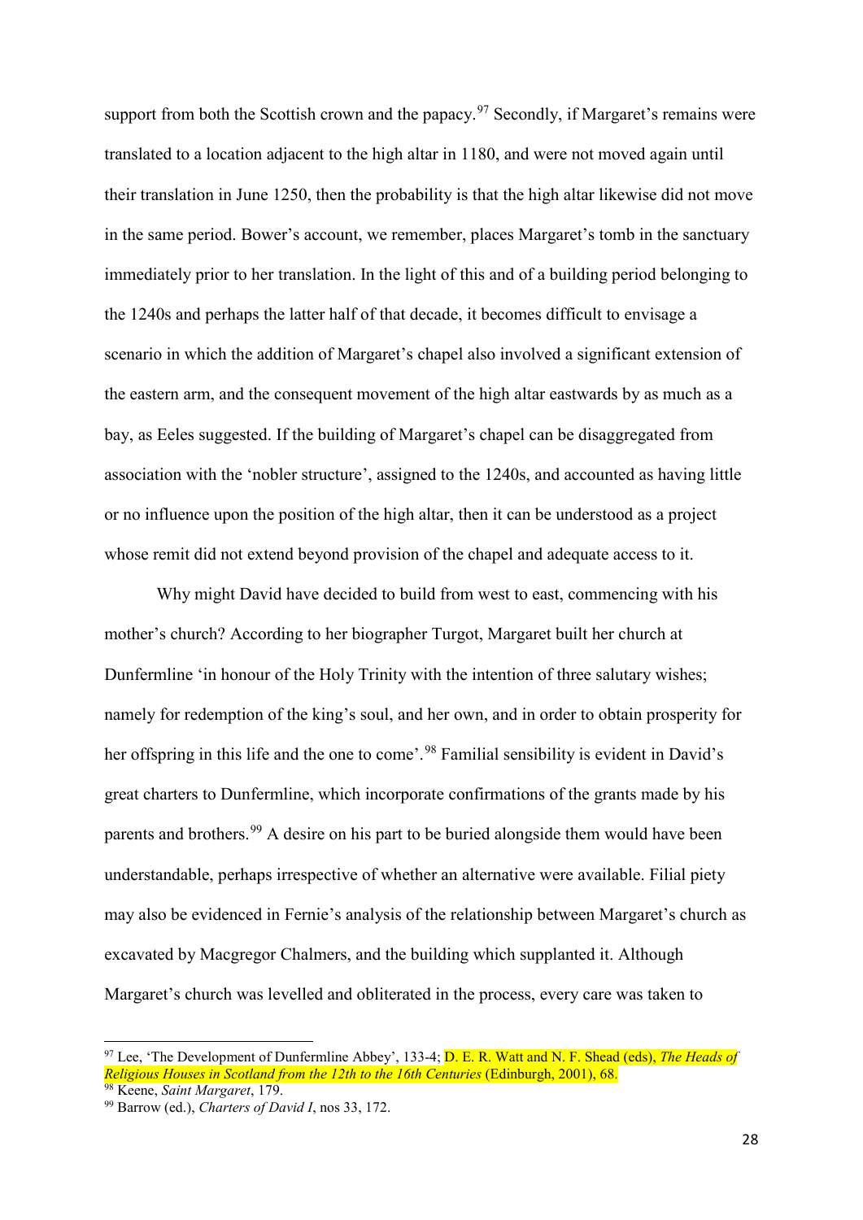support from both the Scottish crown and the papacy.[97] Secondly, if Margaret's remains were translated to a location adjacent to the high altar in 1180, and were not moved again until their translation in June 1250, then the probability is that the high altar likewise did not move in the same period. Bower's account, we remember, places Margaret's tomb in the sanctuary immediately prior to her translation. In the light of this and of a building period belonging to the 1240s and perhaps the latter half of that decade, it becomes difficult to envisage a scenario in which the addition of Margaret's chapel also involved a significant extension of the eastern arm, and the consequent movement of the high altar eastwards by as much as a bay, as Eeles suggested. If the building of Margaret's chapel can be disaggregated from association with the 'nobler structure', assigned to the 1240s, and accounted as having little or no influence upon the position of the high altar, then it can be understood as a project whose remit did not extend beyond provision of the chapel and adequate access to it.

Why might David have decided to build from west to east, commencing with his mother's church? According to her biographer Turgot, Margaret built her church at Dunfermline 'in honour of the Holy Trinity with the intention of three salutary wishes; namely for redemption of the king's soul, and her own, and in order to obtain prosperity for her offspring in this life and the one to come'.[98] Familial sensibility is evident in David's great charters to Dunfermline, which incorporate confirmations of the grants made by his parents and brothers.[99] A desire on his part to be buried alongside them would have been understandable, perhaps irrespective of whether an alternative were available. Filial piety may also be evidenced in Fernie's analysis of the relationship between Margaret's church as excavated by Macgregor Chalmers, and the building which supplanted it. Although Margaret's church was levelled and obliterated in the process, every care was taken to

---

[97] Lee, 'The Development of Dunfermline Abbey', 133-4; D. E. R. Watt and N. F. Shead (eds), *The Heads of Religious Houses in Scotland from the 12th to the 16th Centuries* (Edinburgh, 2001), 68.

[98] Keene, *Saint Margaret*, 179.

[99] Barrow (ed.), *Charters of David I*, nos 33, 172.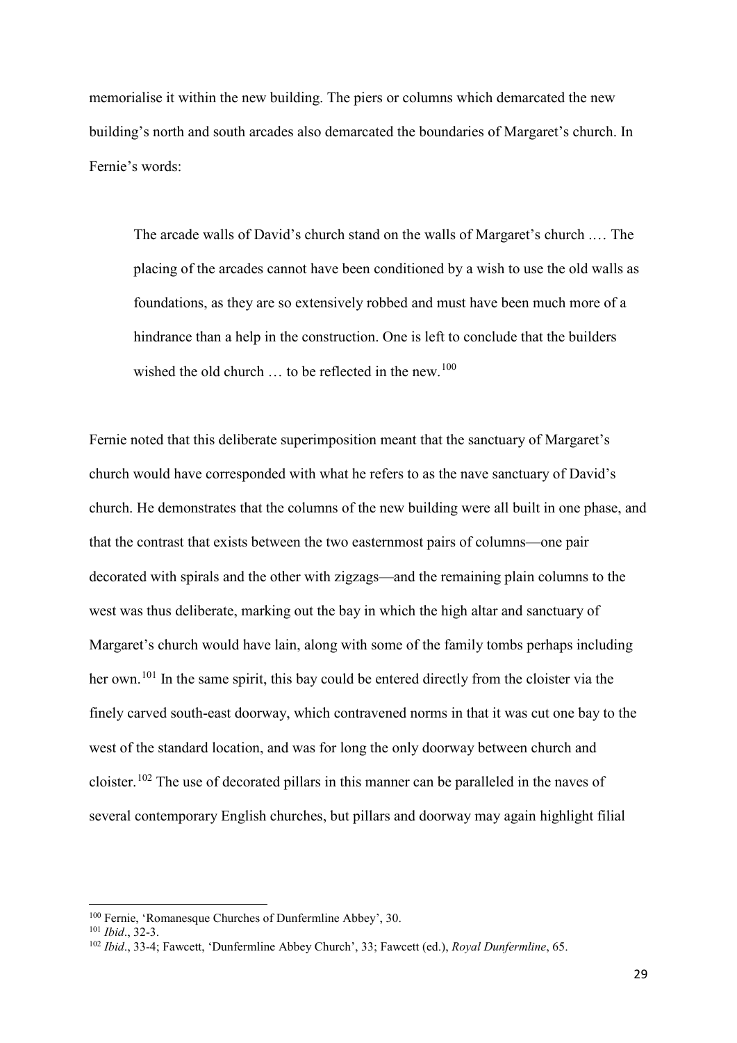memorialise it within the new building. The piers or columns which demarcated the new building's north and south arcades also demarcated the boundaries of Margaret's church. In Fernie's words:

> The arcade walls of David's church stand on the walls of Margaret's church .… The placing of the arcades cannot have been conditioned by a wish to use the old walls as foundations, as they are so extensively robbed and must have been much more of a hindrance than a help in the construction. One is left to conclude that the builders wished the old church … to be reflected in the new.[100]

Fernie noted that this deliberate superimposition meant that the sanctuary of Margaret's church would have corresponded with what he refers to as the nave sanctuary of David's church. He demonstrates that the columns of the new building were all built in one phase, and that the contrast that exists between the two easternmost pairs of columns—one pair decorated with spirals and the other with zigzags—and the remaining plain columns to the west was thus deliberate, marking out the bay in which the high altar and sanctuary of Margaret's church would have lain, along with some of the family tombs perhaps including her own.[101] In the same spirit, this bay could be entered directly from the cloister via the finely carved south-east doorway, which contravened norms in that it was cut one bay to the west of the standard location, and was for long the only doorway between church and cloister.[102] The use of decorated pillars in this manner can be paralleled in the naves of several contemporary English churches, but pillars and doorway may again highlight filial

---

[100] Fernie, 'Romanesque Churches of Dunfermline Abbey', 30.

[101] *Ibid*., 32-3.

[102] *Ibid*., 33-4; Fawcett, 'Dunfermline Abbey Church', 33; Fawcett (ed.), *Royal Dunfermline*, 65.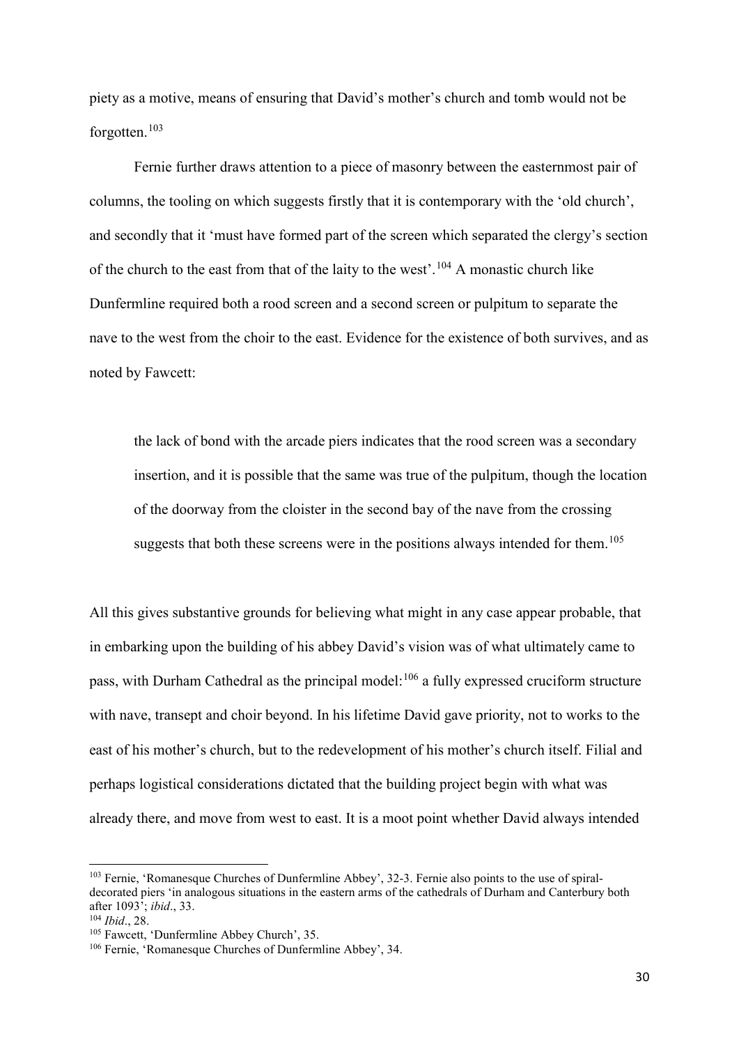piety as a motive, means of ensuring that David's mother's church and tomb would not be forgotten.[103]

Fernie further draws attention to a piece of masonry between the easternmost pair of columns, the tooling on which suggests firstly that it is contemporary with the 'old church', and secondly that it 'must have formed part of the screen which separated the clergy's section of the church to the east from that of the laity to the west'.[104] A monastic church like Dunfermline required both a rood screen and a second screen or pulpitum to separate the nave to the west from the choir to the east. Evidence for the existence of both survives, and as noted by Fawcett:

> the lack of bond with the arcade piers indicates that the rood screen was a secondary insertion, and it is possible that the same was true of the pulpitum, though the location of the doorway from the cloister in the second bay of the nave from the crossing suggests that both these screens were in the positions always intended for them.[105]

All this gives substantive grounds for believing what might in any case appear probable, that in embarking upon the building of his abbey David's vision was of what ultimately came to pass, with Durham Cathedral as the principal model:[106] a fully expressed cruciform structure with nave, transept and choir beyond. In his lifetime David gave priority, not to works to the east of his mother's church, but to the redevelopment of his mother's church itself. Filial and perhaps logistical considerations dictated that the building project begin with what was already there, and move from west to east. It is a moot point whether David always intended

---

[103] Fernie, 'Romanesque Churches of Dunfermline Abbey', 32-3. Fernie also points to the use of spiral-decorated piers 'in analogous situations in the eastern arms of the cathedrals of Durham and Canterbury both after 1093'; *ibid*., 33.

[104] *Ibid*., 28.

[105] Fawcett, 'Dunfermline Abbey Church', 35.

[106] Fernie, 'Romanesque Churches of Dunfermline Abbey', 34.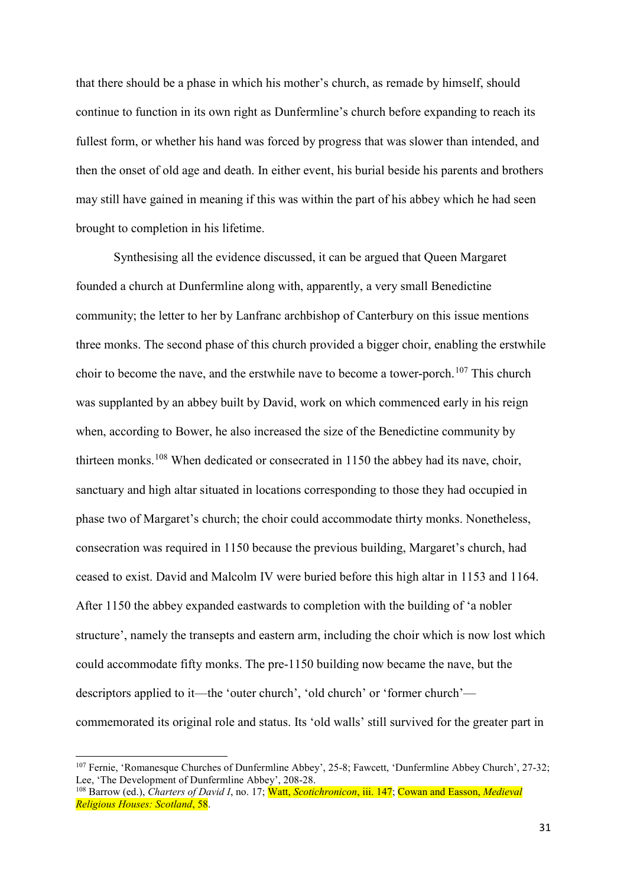that there should be a phase in which his mother's church, as remade by himself, should continue to function in its own right as Dunfermline's church before expanding to reach its fullest form, or whether his hand was forced by progress that was slower than intended, and then the onset of old age and death. In either event, his burial beside his parents and brothers may still have gained in meaning if this was within the part of his abbey which he had seen brought to completion in his lifetime.

Synthesising all the evidence discussed, it can be argued that Queen Margaret founded a church at Dunfermline along with, apparently, a very small Benedictine community; the letter to her by Lanfranc archbishop of Canterbury on this issue mentions three monks. The second phase of this church provided a bigger choir, enabling the erstwhile choir to become the nave, and the erstwhile nave to become a tower-porch.[107] This church was supplanted by an abbey built by David, work on which commenced early in his reign when, according to Bower, he also increased the size of the Benedictine community by thirteen monks.[108] When dedicated or consecrated in 1150 the abbey had its nave, choir, sanctuary and high altar situated in locations corresponding to those they had occupied in phase two of Margaret's church; the choir could accommodate thirty monks. Nonetheless, consecration was required in 1150 because the previous building, Margaret's church, had ceased to exist. David and Malcolm IV were buried before this high altar in 1153 and 1164. After 1150 the abbey expanded eastwards to completion with the building of 'a nobler structure', namely the transepts and eastern arm, including the choir which is now lost which could accommodate fifty monks. The pre-1150 building now became the nave, but the descriptors applied to it—the 'outer church', 'old church' or 'former church'—commemorated its original role and status. Its 'old walls' still survived for the greater part in

---

[107] Fernie, 'Romanesque Churches of Dunfermline Abbey', 25-8; Fawcett, 'Dunfermline Abbey Church', 27-32; Lee, 'The Development of Dunfermline Abbey', 208-28.

[108] Barrow (ed.), *Charters of David I*, no. 17; Watt, *Scotichronicon*, iii. 147; Cowan and Easson, *Medieval Religious Houses: Scotland*, 58.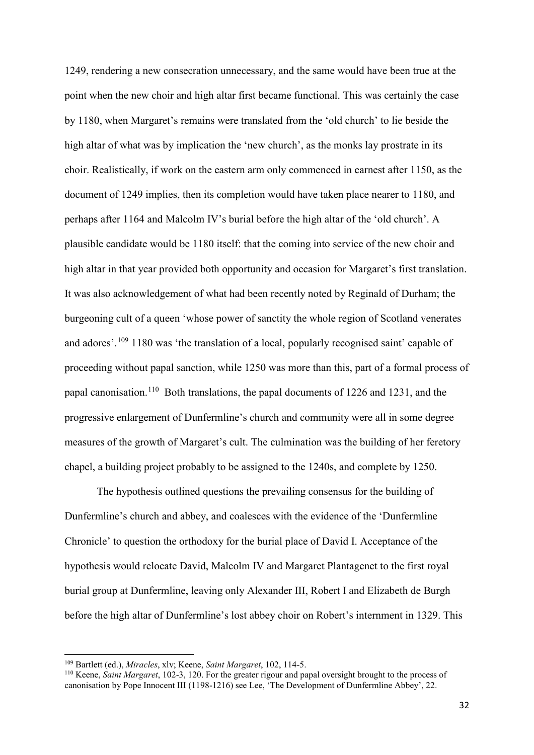1249, rendering a new consecration unnecessary, and the same would have been true at the point when the new choir and high altar first became functional. This was certainly the case by 1180, when Margaret's remains were translated from the 'old church' to lie beside the high altar of what was by implication the 'new church', as the monks lay prostrate in its choir. Realistically, if work on the eastern arm only commenced in earnest after 1150, as the document of 1249 implies, then its completion would have taken place nearer to 1180, and perhaps after 1164 and Malcolm IV's burial before the high altar of the 'old church'. A plausible candidate would be 1180 itself: that the coming into service of the new choir and high altar in that year provided both opportunity and occasion for Margaret's first translation. It was also acknowledgement of what had been recently noted by Reginald of Durham; the burgeoning cult of a queen 'whose power of sanctity the whole region of Scotland venerates and adores'.[109] 1180 was 'the translation of a local, popularly recognised saint' capable of proceeding without papal sanction, while 1250 was more than this, part of a formal process of papal canonisation.[110] Both translations, the papal documents of 1226 and 1231, and the progressive enlargement of Dunfermline's church and community were all in some degree measures of the growth of Margaret's cult. The culmination was the building of her feretory chapel, a building project probably to be assigned to the 1240s, and complete by 1250.

The hypothesis outlined questions the prevailing consensus for the building of Dunfermline's church and abbey, and coalesces with the evidence of the 'Dunfermline Chronicle' to question the orthodoxy for the burial place of David I. Acceptance of the hypothesis would relocate David, Malcolm IV and Margaret Plantagenet to the first royal burial group at Dunfermline, leaving only Alexander III, Robert I and Elizabeth de Burgh before the high altar of Dunfermline's lost abbey choir on Robert's internment in 1329. This

---

[109] Bartlett (ed.), *Miracles*, xlv; Keene, *Saint Margaret*, 102, 114-5.

[110] Keene, *Saint Margaret*, 102-3, 120. For the greater rigour and papal oversight brought to the process of canonisation by Pope Innocent III (1198-1216) see Lee, 'The Development of Dunfermline Abbey', 22.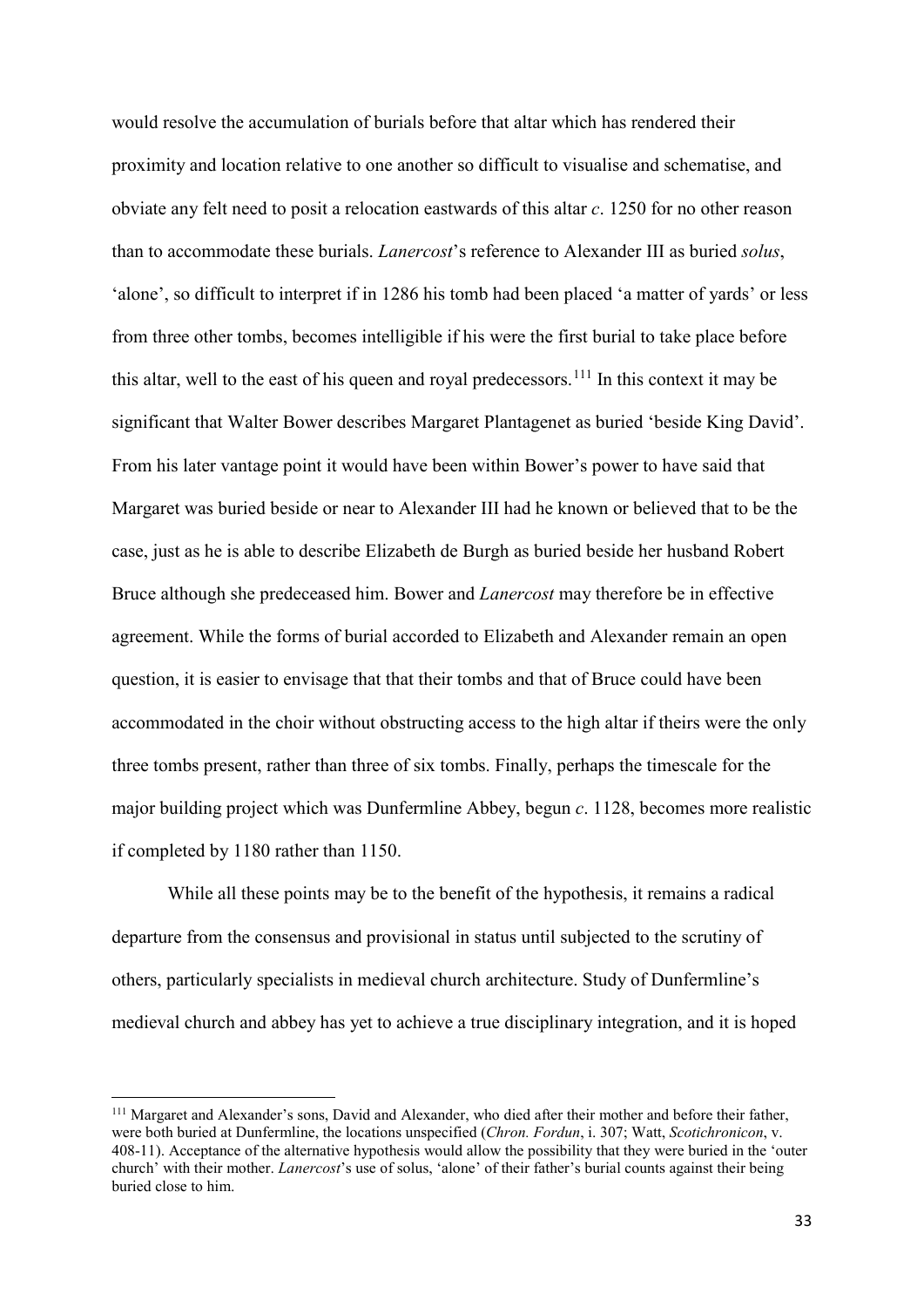would resolve the accumulation of burials before that altar which has rendered their proximity and location relative to one another so difficult to visualise and schematise, and obviate any felt need to posit a relocation eastwards of this altar *c*. 1250 for no other reason than to accommodate these burials. *Lanercost*'s reference to Alexander III as buried *solus*, 'alone', so difficult to interpret if in 1286 his tomb had been placed 'a matter of yards' or less from three other tombs, becomes intelligible if his were the first burial to take place before this altar, well to the east of his queen and royal predecessors.[111] In this context it may be significant that Walter Bower describes Margaret Plantagenet as buried 'beside King David'. From his later vantage point it would have been within Bower's power to have said that Margaret was buried beside or near to Alexander III had he known or believed that to be the case, just as he is able to describe Elizabeth de Burgh as buried beside her husband Robert Bruce although she predeceased him. Bower and *Lanercost* may therefore be in effective agreement. While the forms of burial accorded to Elizabeth and Alexander remain an open question, it is easier to envisage that that their tombs and that of Bruce could have been accommodated in the choir without obstructing access to the high altar if theirs were the only three tombs present, rather than three of six tombs. Finally, perhaps the timescale for the major building project which was Dunfermline Abbey, begun *c*. 1128, becomes more realistic if completed by 1180 rather than 1150.

While all these points may be to the benefit of the hypothesis, it remains a radical departure from the consensus and provisional in status until subjected to the scrutiny of others, particularly specialists in medieval church architecture. Study of Dunfermline's medieval church and abbey has yet to achieve a true disciplinary integration, and it is hoped

---

[111] Margaret and Alexander's sons, David and Alexander, who died after their mother and before their father, were both buried at Dunfermline, the locations unspecified (*Chron. Fordun*, i. 307; Watt, *Scotichronicon*, v. 408-11). Acceptance of the alternative hypothesis would allow the possibility that they were buried in the 'outer church' with their mother. *Lanercost*'s use of solus, 'alone' of their father's burial counts against their being buried close to him.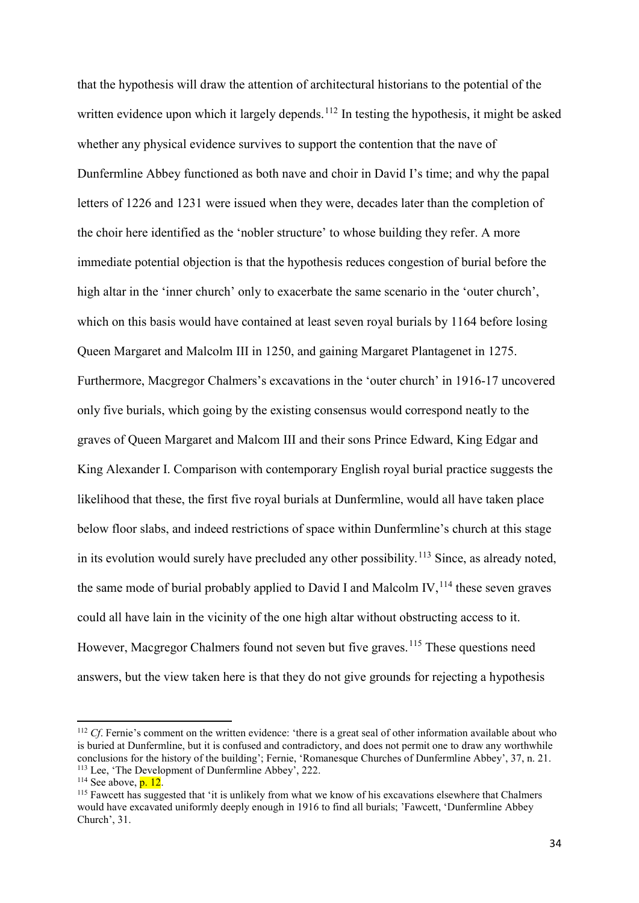that the hypothesis will draw the attention of architectural historians to the potential of the written evidence upon which it largely depends.[112] In testing the hypothesis, it might be asked whether any physical evidence survives to support the contention that the nave of Dunfermline Abbey functioned as both nave and choir in David I's time; and why the papal letters of 1226 and 1231 were issued when they were, decades later than the completion of the choir here identified as the 'nobler structure' to whose building they refer. A more immediate potential objection is that the hypothesis reduces congestion of burial before the high altar in the 'inner church' only to exacerbate the same scenario in the 'outer church', which on this basis would have contained at least seven royal burials by 1164 before losing Queen Margaret and Malcolm III in 1250, and gaining Margaret Plantagenet in 1275. Furthermore, Macgregor Chalmers's excavations in the 'outer church' in 1916-17 uncovered only five burials, which going by the existing consensus would correspond neatly to the graves of Queen Margaret and Malcom III and their sons Prince Edward, King Edgar and King Alexander I. Comparison with contemporary English royal burial practice suggests the likelihood that these, the first five royal burials at Dunfermline, would all have taken place below floor slabs, and indeed restrictions of space within Dunfermline's church at this stage in its evolution would surely have precluded any other possibility.[113] Since, as already noted, the same mode of burial probably applied to David I and Malcolm IV,[114] these seven graves could all have lain in the vicinity of the one high altar without obstructing access to it. However, Macgregor Chalmers found not seven but five graves.[115] These questions need answers, but the view taken here is that they do not give grounds for rejecting a hypothesis

[112] *Cf*. Fernie's comment on the written evidence: 'there is a great seal of other information available about who is buried at Dunfermline, but it is confused and contradictory, and does not permit one to draw any worthwhile conclusions for the history of the building'; Fernie, 'Romanesque Churches of Dunfermline Abbey', 37, n. 21.

[113] Lee, 'The Development of Dunfermline Abbey', 222.

[114] See above, p. 12.

[115] Fawcett has suggested that 'it is unlikely from what we know of his excavations elsewhere that Chalmers would have excavated uniformly deeply enough in 1916 to find all burials; 'Fawcett, 'Dunfermline Abbey Church', 31.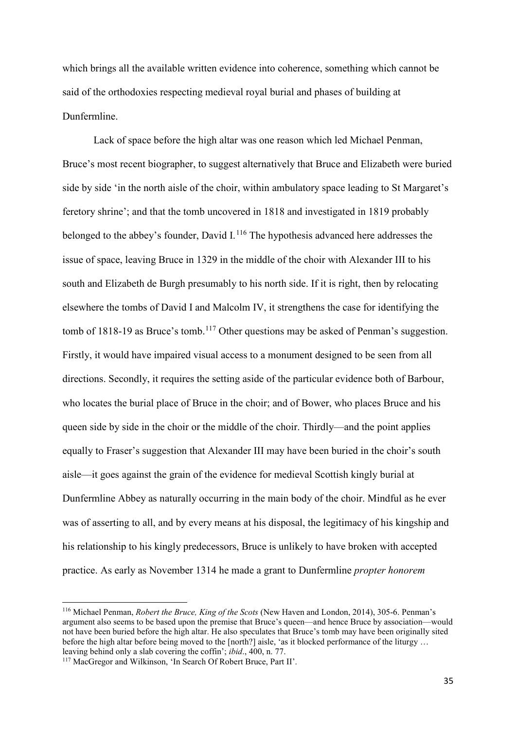which brings all the available written evidence into coherence, something which cannot be said of the orthodoxies respecting medieval royal burial and phases of building at Dunfermline.

Lack of space before the high altar was one reason which led Michael Penman, Bruce's most recent biographer, to suggest alternatively that Bruce and Elizabeth were buried side by side 'in the north aisle of the choir, within ambulatory space leading to St Margaret's feretory shrine'; and that the tomb uncovered in 1818 and investigated in 1819 probably belonged to the abbey's founder, David I.[116] The hypothesis advanced here addresses the issue of space, leaving Bruce in 1329 in the middle of the choir with Alexander III to his south and Elizabeth de Burgh presumably to his north side. If it is right, then by relocating elsewhere the tombs of David I and Malcolm IV, it strengthens the case for identifying the tomb of 1818-19 as Bruce's tomb.[117] Other questions may be asked of Penman's suggestion. Firstly, it would have impaired visual access to a monument designed to be seen from all directions. Secondly, it requires the setting aside of the particular evidence both of Barbour, who locates the burial place of Bruce in the choir; and of Bower, who places Bruce and his queen side by side in the choir or the middle of the choir. Thirdly—and the point applies equally to Fraser's suggestion that Alexander III may have been buried in the choir's south aisle—it goes against the grain of the evidence for medieval Scottish kingly burial at Dunfermline Abbey as naturally occurring in the main body of the choir. Mindful as he ever was of asserting to all, and by every means at his disposal, the legitimacy of his kingship and his relationship to his kingly predecessors, Bruce is unlikely to have broken with accepted practice. As early as November 1314 he made a grant to Dunfermline *propter honorem*

---

[116] Michael Penman, *Robert the Bruce, King of the Scots* (New Haven and London, 2014), 305-6. Penman's argument also seems to be based upon the premise that Bruce's queen—and hence Bruce by association—would not have been buried before the high altar. He also speculates that Bruce's tomb may have been originally sited before the high altar before being moved to the [north?] aisle, 'as it blocked performance of the liturgy … leaving behind only a slab covering the coffin'; *ibid*., 400, n. 77.

[117] MacGregor and Wilkinson, 'In Search Of Robert Bruce, Part II'.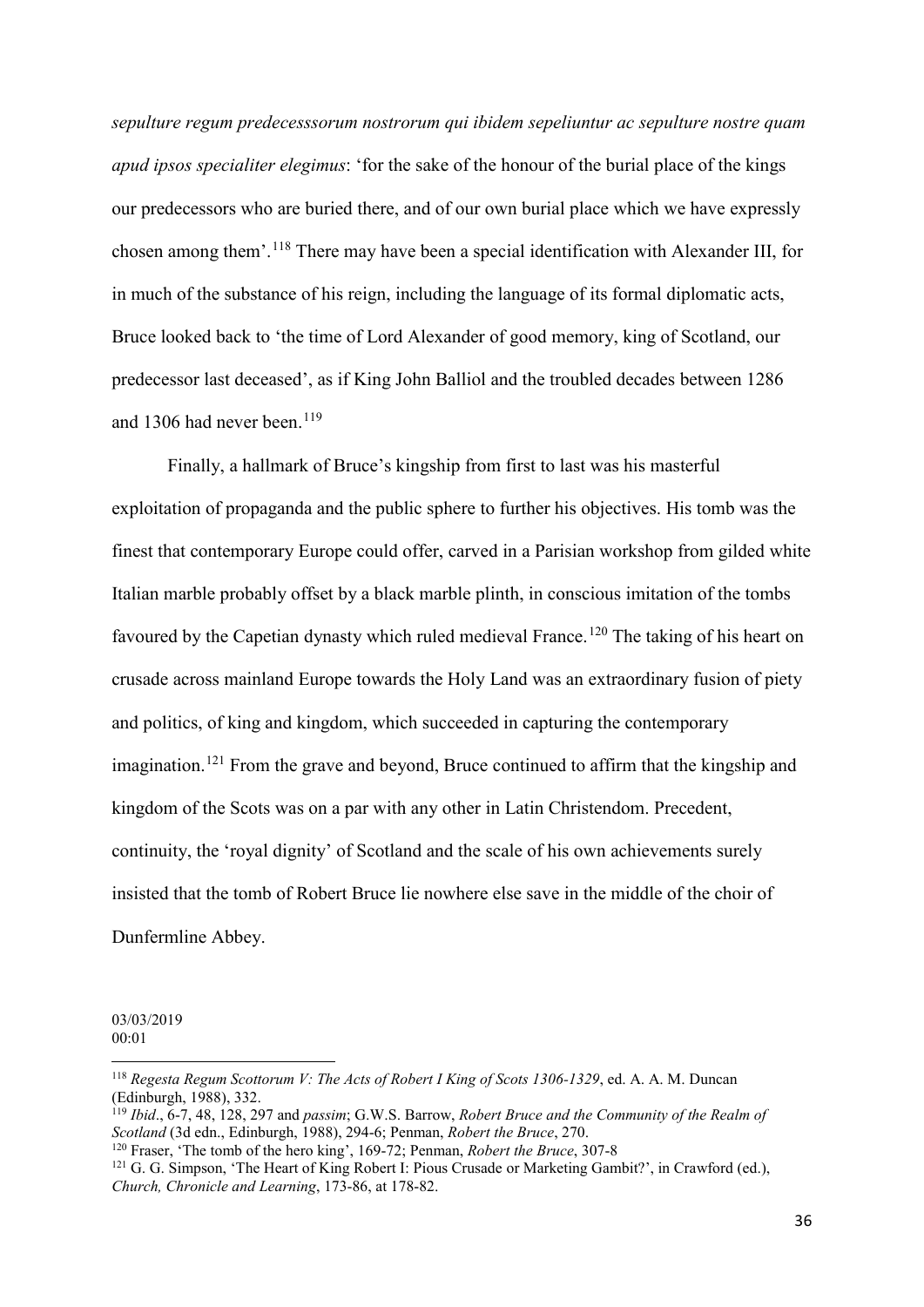*sepulture regum predecesssorum nostrorum qui ibidem sepeliuntur ac sepulture nostre quam apud ipsos specialiter elegimus*: 'for the sake of the honour of the burial place of the kings our predecessors who are buried there, and of our own burial place which we have expressly chosen among them'.[118] There may have been a special identification with Alexander III, for in much of the substance of his reign, including the language of its formal diplomatic acts, Bruce looked back to 'the time of Lord Alexander of good memory, king of Scotland, our predecessor last deceased', as if King John Balliol and the troubled decades between 1286 and 1306 had never been.[119]

Finally, a hallmark of Bruce's kingship from first to last was his masterful exploitation of propaganda and the public sphere to further his objectives. His tomb was the finest that contemporary Europe could offer, carved in a Parisian workshop from gilded white Italian marble probably offset by a black marble plinth, in conscious imitation of the tombs favoured by the Capetian dynasty which ruled medieval France.[120] The taking of his heart on crusade across mainland Europe towards the Holy Land was an extraordinary fusion of piety and politics, of king and kingdom, which succeeded in capturing the contemporary imagination.[121] From the grave and beyond, Bruce continued to affirm that the kingship and kingdom of the Scots was on a par with any other in Latin Christendom. Precedent, continuity, the 'royal dignity' of Scotland and the scale of his own achievements surely insisted that the tomb of Robert Bruce lie nowhere else save in the middle of the choir of Dunfermline Abbey.

03/03/2019
00:01

---

[118] *Regesta Regum Scottorum V: The Acts of Robert I King of Scots 1306-1329*, ed. A. A. M. Duncan (Edinburgh, 1988), 332.

[119] *Ibid*., 6-7, 48, 128, 297 and *passim*; G.W.S. Barrow, *Robert Bruce and the Community of the Realm of Scotland* (3d edn., Edinburgh, 1988), 294-6; Penman, *Robert the Bruce*, 270.

[120] Fraser, 'The tomb of the hero king', 169-72; Penman, *Robert the Bruce*, 307-8

[121] G. G. Simpson, 'The Heart of King Robert I: Pious Crusade or Marketing Gambit?', in Crawford (ed.), *Church, Chronicle and Learning*, 173-86, at 178-82.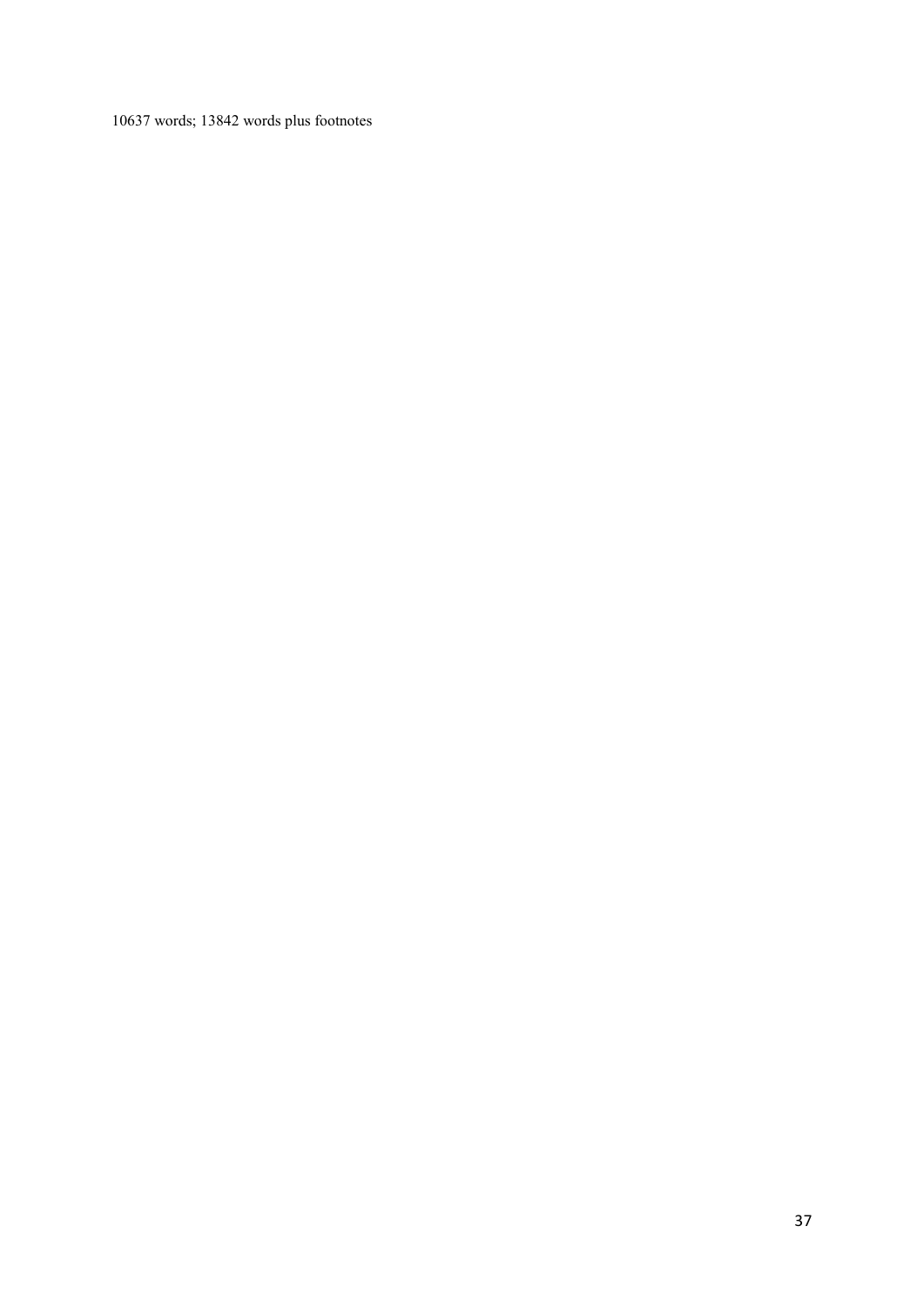10637 words; 13842 words plus footnotes